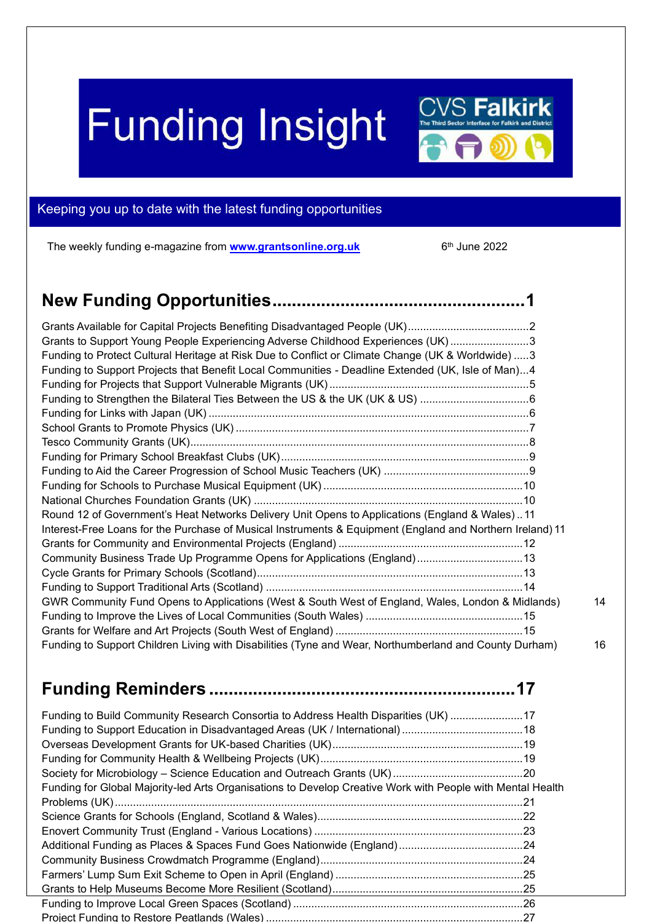# Funding Insight

CVS Falkirk
The Third Sector Interface for Falkirk and District

Keeping you up to date with the latest funding opportunities

The weekly funding e-magazine from **www.grantsonline.org.uk** 6th June 2022

## New Funding Opportunities....................................................1

Grants Available for Capital Projects Benefiting Disadvantaged People (UK).......................................2
Grants to Support Young People Experiencing Adverse Childhood Experiences (UK)..........................3
Funding to Protect Cultural Heritage at Risk Due to Conflict or Climate Change (UK & Worldwide).....3
Funding to Support Projects that Benefit Local Communities - Deadline Extended (UK, Isle of Man)...4
Funding for Projects that Support Vulnerable Migrants (UK)..................................................................5
Funding to Strengthen the Bilateral Ties Between the US & the UK (UK & US)....................................6
Funding for Links with Japan (UK)..........................................................................................................6
School Grants to Promote Physics (UK)..................................................................................................7
Tesco Community Grants (UK)................................................................................................................8
Funding for Primary School Breakfast Clubs (UK)..................................................................................9
Funding to Aid the Career Progression of School Music Teachers (UK)................................................9
Funding for Schools to Purchase Musical Equipment (UK)..................................................................10
National Churches Foundation Grants (UK)..........................................................................................10
Round 12 of Government's Heat Networks Delivery Unit Opens to Applications (England & Wales)..11
Interest-Free Loans for the Purchase of Musical Instruments & Equipment (England and Northern Ireland) 11
Grants for Community and Environmental Projects (England).............................................................12
Community Business Trade Up Programme Opens for Applications (England)....................................13
Cycle Grants for Primary Schools (Scotland)........................................................................................13
Funding to Support Traditional Arts (Scotland).....................................................................................14
GWR Community Fund Opens to Applications (West & South West of England, Wales, London & Midlands) 14
Funding to Improve the Lives of Local Communities (South Wales)....................................................15
Grants for Welfare and Art Projects (South West of England)..............................................................15
Funding to Support Children Living with Disabilities (Tyne and Wear, Northumberland and County Durham) 16

## Funding Reminders.............................................................17

Funding to Build Community Research Consortia to Address Health Disparities (UK)........................17
Funding to Support Education in Disadvantaged Areas (UK / International)........................................18
Overseas Development Grants for UK-based Charities (UK)................................................................19
Funding for Community Health & Wellbeing Projects (UK)...................................................................19
Society for Microbiology – Science Education and Outreach Grants (UK)...........................................20
Funding for Global Majority-led Arts Organisations to Develop Creative Work with People with Mental Health Problems (UK).......................................................................................................................21
Science Grants for Schools (England, Scotland & Wales)....................................................................22
Enovert Community Trust (England - Various Locations)......................................................................23
Additional Funding as Places & Spaces Fund Goes Nationwide (England).........................................24
Community Business Crowdmatch Programme (England)....................................................................24
Farmers' Lump Sum Exit Scheme to Open in April (England)..............................................................25
Grants to Help Museums Become More Resilient (Scotland)...............................................................25
Funding to Improve Local Green Spaces (Scotland)............................................................................26
Project Funding to Restore Peatlands (Wales).....................................................................................27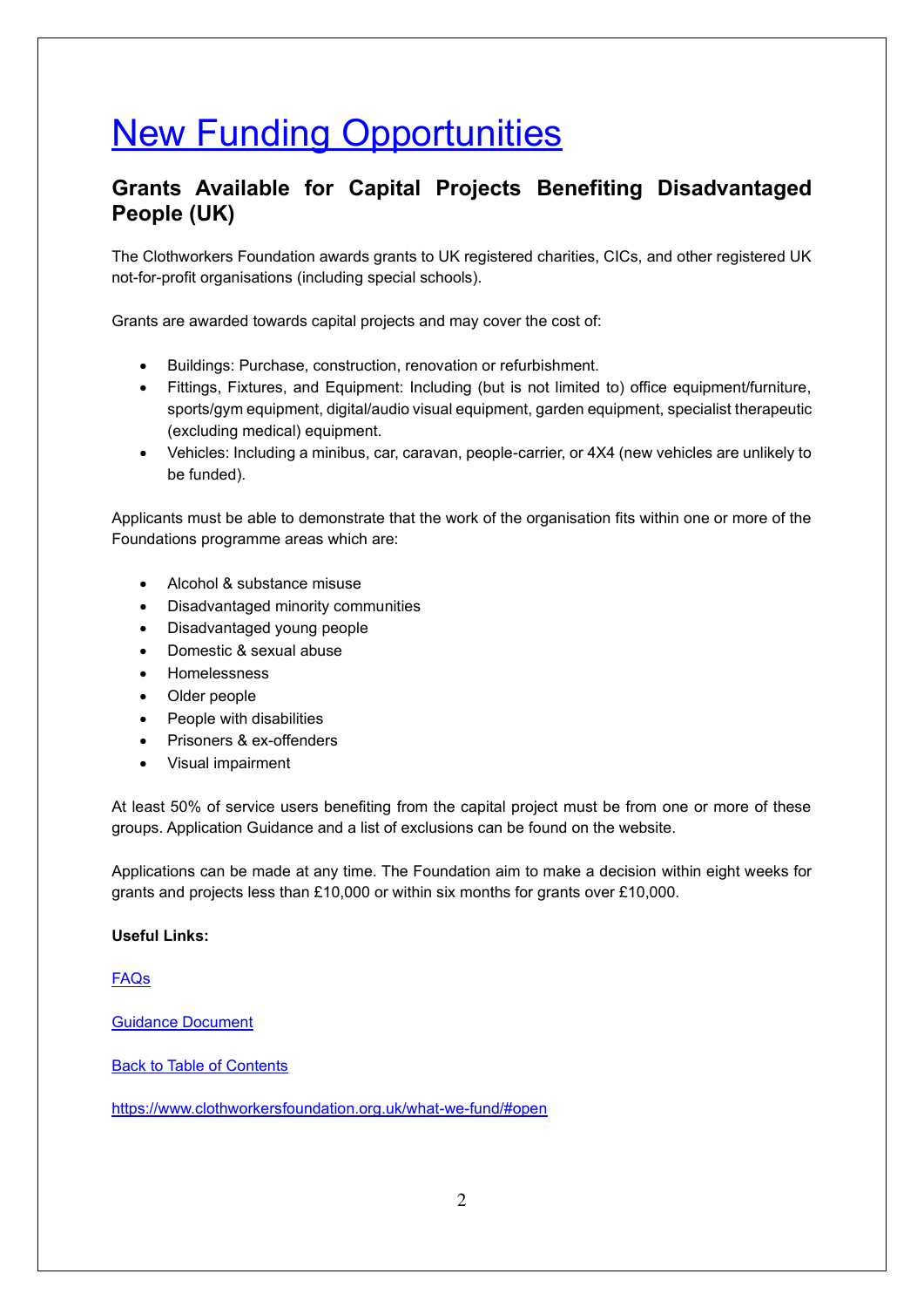# New Funding Opportunities

## Grants Available for Capital Projects Benefiting Disadvantaged People (UK)

The Clothworkers Foundation awards grants to UK registered charities, CICs, and other registered UK not-for-profit organisations (including special schools).

Grants are awarded towards capital projects and may cover the cost of:

- Buildings: Purchase, construction, renovation or refurbishment.
- Fittings, Fixtures, and Equipment: Including (but is not limited to) office equipment/furniture, sports/gym equipment, digital/audio visual equipment, garden equipment, specialist therapeutic (excluding medical) equipment.
- Vehicles: Including a minibus, car, caravan, people-carrier, or 4X4 (new vehicles are unlikely to be funded).

Applicants must be able to demonstrate that the work of the organisation fits within one or more of the Foundations programme areas which are:

- Alcohol & substance misuse
- Disadvantaged minority communities
- Disadvantaged young people
- Domestic & sexual abuse
- Homelessness
- Older people
- People with disabilities
- Prisoners & ex-offenders
- Visual impairment

At least 50% of service users benefiting from the capital project must be from one or more of these groups. Application Guidance and a list of exclusions can be found on the website.

Applications can be made at any time. The Foundation aim to make a decision within eight weeks for grants and projects less than £10,000 or within six months for grants over £10,000.

**Useful Links:**

FAQs

Guidance Document

Back to Table of Contents

https://www.clothworkersfoundation.org.uk/what-we-fund/#open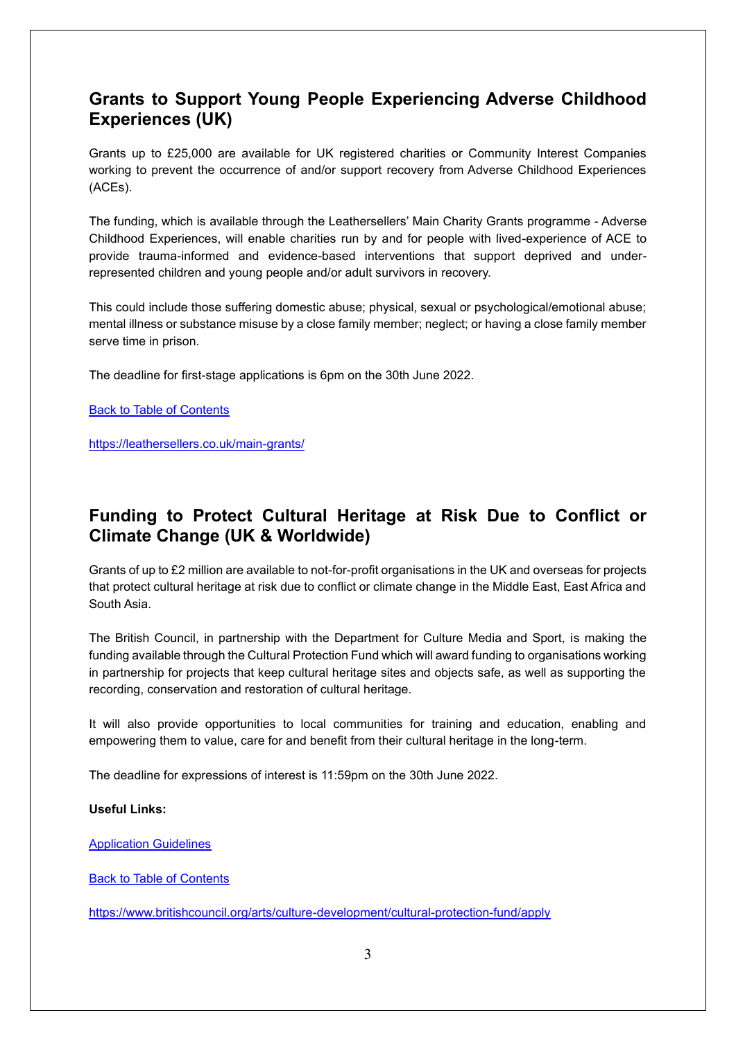## Grants to Support Young People Experiencing Adverse Childhood Experiences (UK)

Grants up to £25,000 are available for UK registered charities or Community Interest Companies working to prevent the occurrence of and/or support recovery from Adverse Childhood Experiences (ACEs).

The funding, which is available through the Leathersellers' Main Charity Grants programme - Adverse Childhood Experiences, will enable charities run by and for people with lived-experience of ACE to provide trauma-informed and evidence-based interventions that support deprived and under-represented children and young people and/or adult survivors in recovery.

This could include those suffering domestic abuse; physical, sexual or psychological/emotional abuse; mental illness or substance misuse by a close family member; neglect; or having a close family member serve time in prison.

The deadline for first-stage applications is 6pm on the 30th June 2022.

[Back to Table of Contents](#)

[https://leathersellers.co.uk/main-grants/](https://leathersellers.co.uk/main-grants/)

## Funding to Protect Cultural Heritage at Risk Due to Conflict or Climate Change (UK & Worldwide)

Grants of up to £2 million are available to not-for-profit organisations in the UK and overseas for projects that protect cultural heritage at risk due to conflict or climate change in the Middle East, East Africa and South Asia.

The British Council, in partnership with the Department for Culture Media and Sport, is making the funding available through the Cultural Protection Fund which will award funding to organisations working in partnership for projects that keep cultural heritage sites and objects safe, as well as supporting the recording, conservation and restoration of cultural heritage.

It will also provide opportunities to local communities for training and education, enabling and empowering them to value, care for and benefit from their cultural heritage in the long-term.

The deadline for expressions of interest is 11:59pm on the 30th June 2022.

**Useful Links:**

[Application Guidelines](#)

[Back to Table of Contents](#)

[https://www.britishcouncil.org/arts/culture-development/cultural-protection-fund/apply](https://www.britishcouncil.org/arts/culture-development/cultural-protection-fund/apply)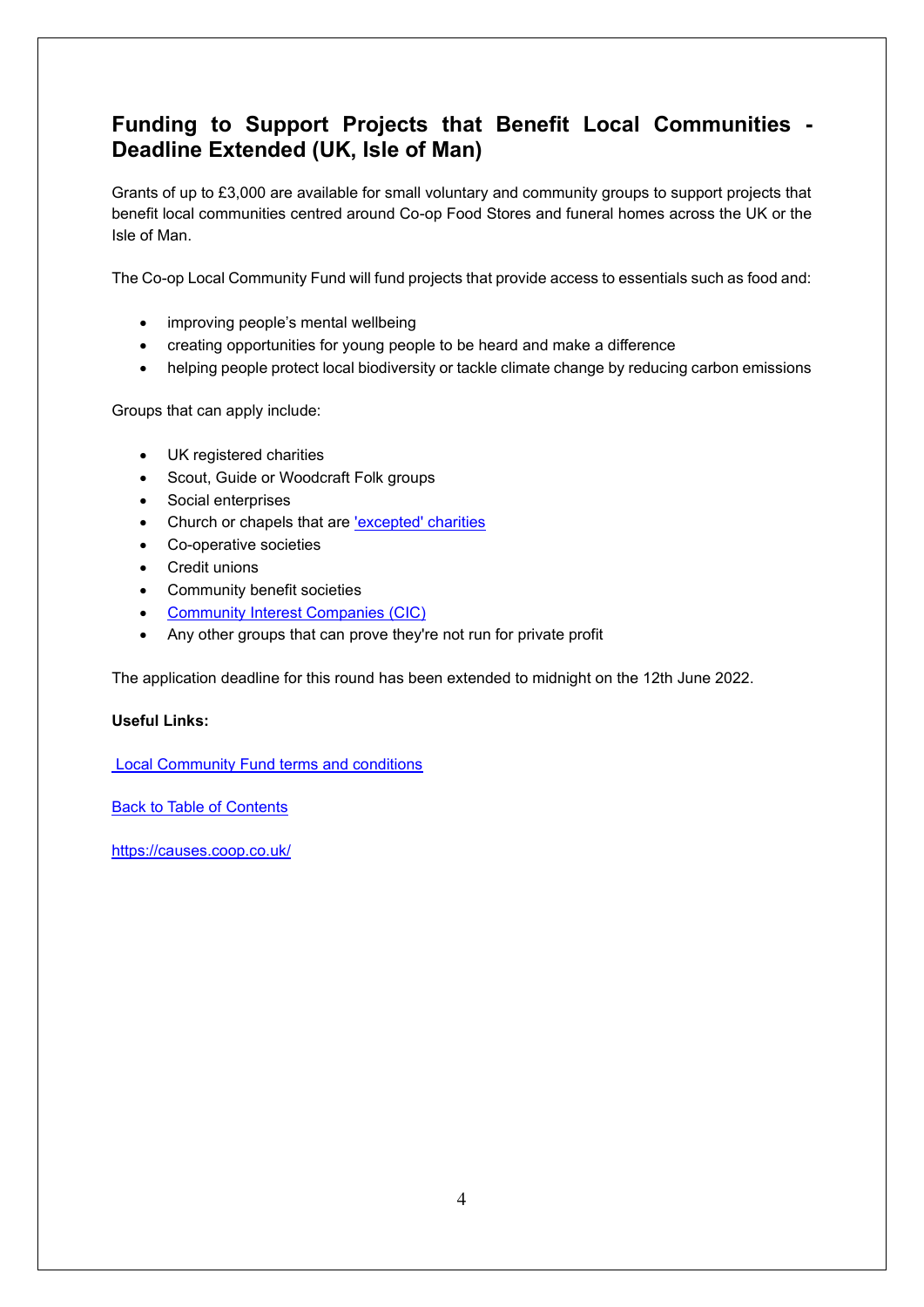## Funding to Support Projects that Benefit Local Communities - Deadline Extended (UK, Isle of Man)

Grants of up to £3,000 are available for small voluntary and community groups to support projects that benefit local communities centred around Co-op Food Stores and funeral homes across the UK or the Isle of Man.

The Co-op Local Community Fund will fund projects that provide access to essentials such as food and:

- improving people's mental wellbeing
- creating opportunities for young people to be heard and make a difference
- helping people protect local biodiversity or tackle climate change by reducing carbon emissions

Groups that can apply include:

- UK registered charities
- Scout, Guide or Woodcraft Folk groups
- Social enterprises
- Church or chapels that are ['excepted' charities]
- Co-operative societies
- Credit unions
- Community benefit societies
- [Community Interest Companies (CIC)]
- Any other groups that can prove they're not run for private profit

The application deadline for this round has been extended to midnight on the 12th June 2022.

**Useful Links:**

[Local Community Fund terms and conditions]

[Back to Table of Contents]

https://causes.coop.co.uk/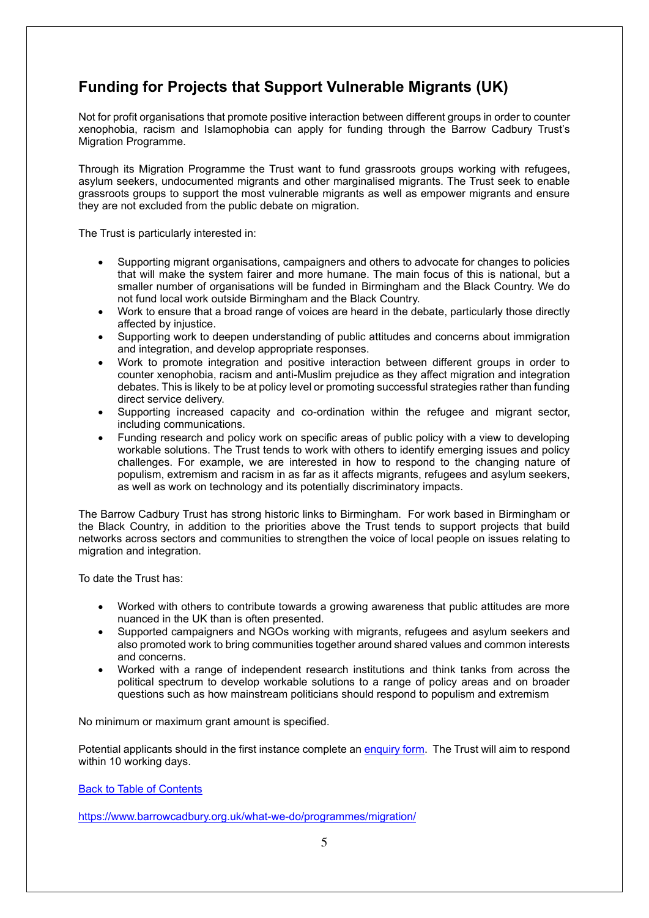## Funding for Projects that Support Vulnerable Migrants (UK)

Not for profit organisations that promote positive interaction between different groups in order to counter xenophobia, racism and Islamophobia can apply for funding through the Barrow Cadbury Trust's Migration Programme.

Through its Migration Programme the Trust want to fund grassroots groups working with refugees, asylum seekers, undocumented migrants and other marginalised migrants. The Trust seek to enable grassroots groups to support the most vulnerable migrants as well as empower migrants and ensure they are not excluded from the public debate on migration.

The Trust is particularly interested in:

- Supporting migrant organisations, campaigners and others to advocate for changes to policies that will make the system fairer and more humane. The main focus of this is national, but a smaller number of organisations will be funded in Birmingham and the Black Country. We do not fund local work outside Birmingham and the Black Country.
- Work to ensure that a broad range of voices are heard in the debate, particularly those directly affected by injustice.
- Supporting work to deepen understanding of public attitudes and concerns about immigration and integration, and develop appropriate responses.
- Work to promote integration and positive interaction between different groups in order to counter xenophobia, racism and anti-Muslim prejudice as they affect migration and integration debates. This is likely to be at policy level or promoting successful strategies rather than funding direct service delivery.
- Supporting increased capacity and co-ordination within the refugee and migrant sector, including communications.
- Funding research and policy work on specific areas of public policy with a view to developing workable solutions. The Trust tends to work with others to identify emerging issues and policy challenges. For example, we are interested in how to respond to the changing nature of populism, extremism and racism in as far as it affects migrants, refugees and asylum seekers, as well as work on technology and its potentially discriminatory impacts.

The Barrow Cadbury Trust has strong historic links to Birmingham. For work based in Birmingham or the Black Country, in addition to the priorities above the Trust tends to support projects that build networks across sectors and communities to strengthen the voice of local people on issues relating to migration and integration.

To date the Trust has:

- Worked with others to contribute towards a growing awareness that public attitudes are more nuanced in the UK than is often presented.
- Supported campaigners and NGOs working with migrants, refugees and asylum seekers and also promoted work to bring communities together around shared values and common interests and concerns.
- Worked with a range of independent research institutions and think tanks from across the political spectrum to develop workable solutions to a range of policy areas and on broader questions such as how mainstream politicians should respond to populism and extremism

No minimum or maximum grant amount is specified.

Potential applicants should in the first instance complete an enquiry form. The Trust will aim to respond within 10 working days.

Back to Table of Contents

https://www.barrowcadbury.org.uk/what-we-do/programmes/migration/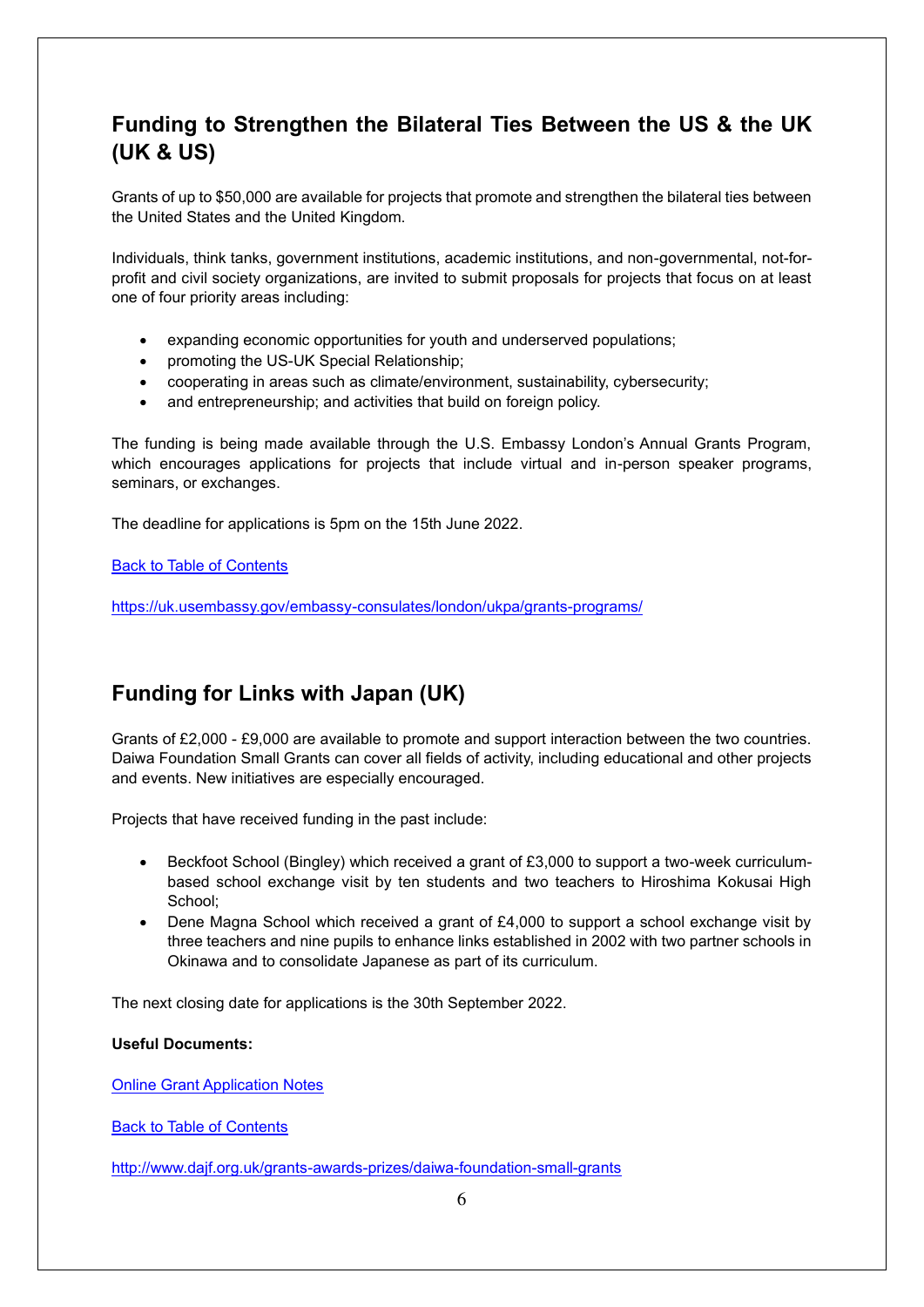## Funding to Strengthen the Bilateral Ties Between the US & the UK (UK & US)

Grants of up to $50,000 are available for projects that promote and strengthen the bilateral ties between the United States and the United Kingdom.

Individuals, think tanks, government institutions, academic institutions, and non-governmental, not-for-profit and civil society organizations, are invited to submit proposals for projects that focus on at least one of four priority areas including:

- expanding economic opportunities for youth and underserved populations;
- promoting the US-UK Special Relationship;
- cooperating in areas such as climate/environment, sustainability, cybersecurity;
- and entrepreneurship; and activities that build on foreign policy.

The funding is being made available through the U.S. Embassy London's Annual Grants Program, which encourages applications for projects that include virtual and in-person speaker programs, seminars, or exchanges.

The deadline for applications is 5pm on the 15th June 2022.

Back to Table of Contents

https://uk.usembassy.gov/embassy-consulates/london/ukpa/grants-programs/

## Funding for Links with Japan (UK)

Grants of £2,000 - £9,000 are available to promote and support interaction between the two countries. Daiwa Foundation Small Grants can cover all fields of activity, including educational and other projects and events. New initiatives are especially encouraged.

Projects that have received funding in the past include:

- Beckfoot School (Bingley) which received a grant of £3,000 to support a two-week curriculum-based school exchange visit by ten students and two teachers to Hiroshima Kokusai High School;
- Dene Magna School which received a grant of £4,000 to support a school exchange visit by three teachers and nine pupils to enhance links established in 2002 with two partner schools in Okinawa and to consolidate Japanese as part of its curriculum.

The next closing date for applications is the 30th September 2022.

**Useful Documents:**

Online Grant Application Notes

Back to Table of Contents

http://www.dajf.org.uk/grants-awards-prizes/daiwa-foundation-small-grants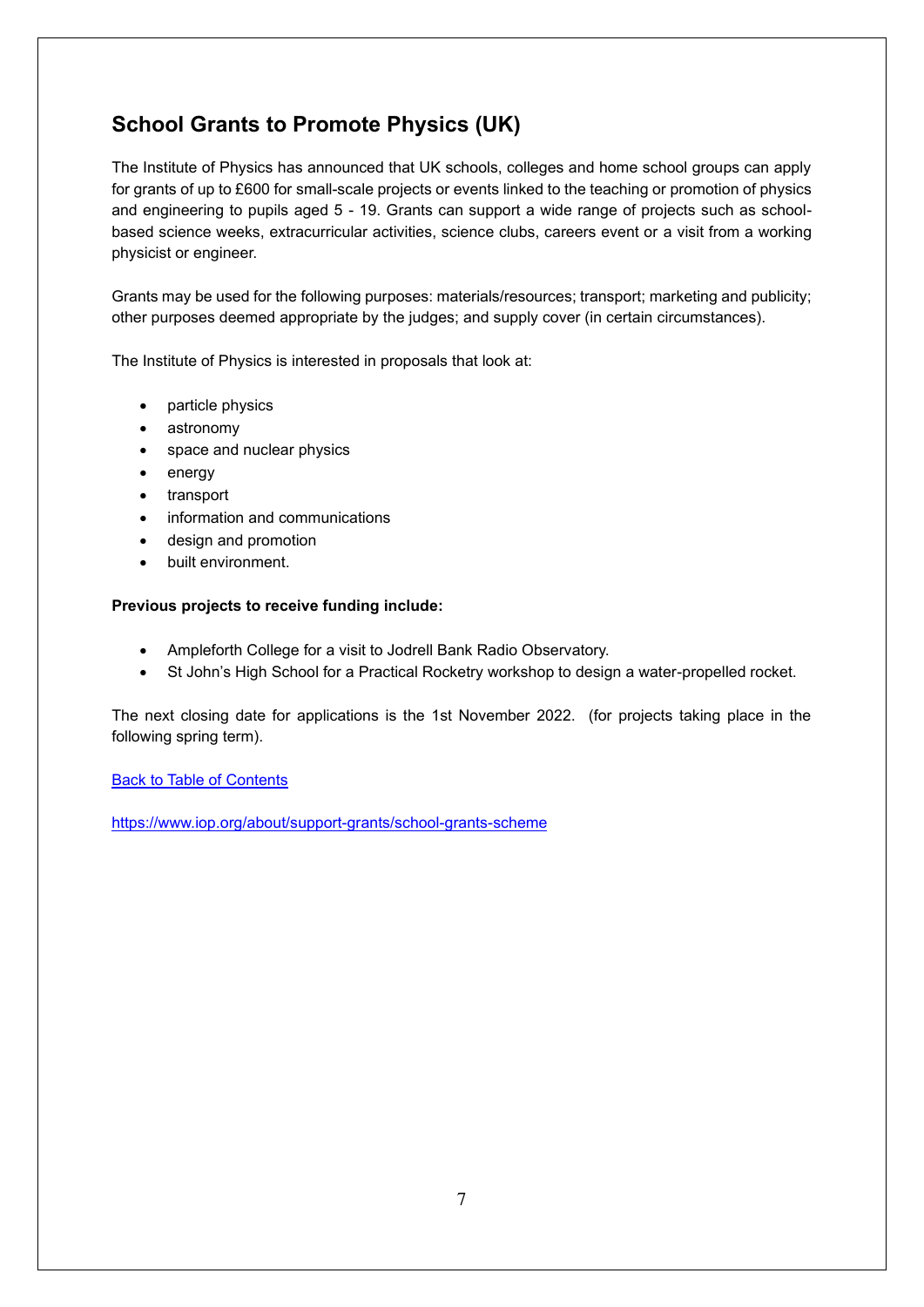## School Grants to Promote Physics (UK)

The Institute of Physics has announced that UK schools, colleges and home school groups can apply for grants of up to £600 for small-scale projects or events linked to the teaching or promotion of physics and engineering to pupils aged 5 - 19. Grants can support a wide range of projects such as school-based science weeks, extracurricular activities, science clubs, careers event or a visit from a working physicist or engineer.

Grants may be used for the following purposes: materials/resources; transport; marketing and publicity; other purposes deemed appropriate by the judges; and supply cover (in certain circumstances).

The Institute of Physics is interested in proposals that look at:

- particle physics
- astronomy
- space and nuclear physics
- energy
- transport
- information and communications
- design and promotion
- built environment.

**Previous projects to receive funding include:**

- Ampleforth College for a visit to Jodrell Bank Radio Observatory.
- St John's High School for a Practical Rocketry workshop to design a water-propelled rocket.

The next closing date for applications is the 1st November 2022. (for projects taking place in the following spring term).

[Back to Table of Contents]

https://www.iop.org/about/support-grants/school-grants-scheme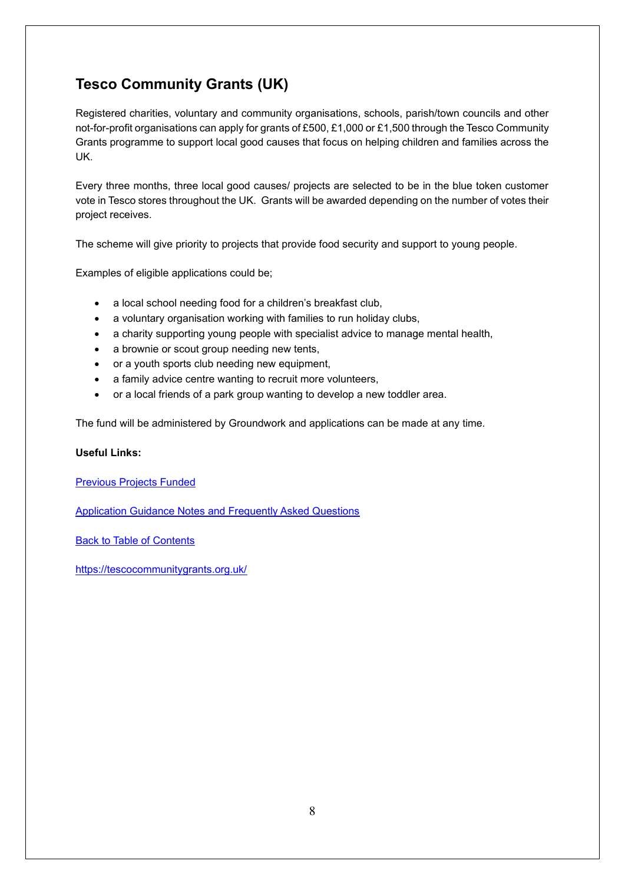## Tesco Community Grants (UK)

Registered charities, voluntary and community organisations, schools, parish/town councils and other not-for-profit organisations can apply for grants of £500, £1,000 or £1,500 through the Tesco Community Grants programme to support local good causes that focus on helping children and families across the UK.

Every three months, three local good causes/ projects are selected to be in the blue token customer vote in Tesco stores throughout the UK. Grants will be awarded depending on the number of votes their project receives.

The scheme will give priority to projects that provide food security and support to young people.

Examples of eligible applications could be;

- a local school needing food for a children's breakfast club,
- a voluntary organisation working with families to run holiday clubs,
- a charity supporting young people with specialist advice to manage mental health,
- a brownie or scout group needing new tents,
- or a youth sports club needing new equipment,
- a family advice centre wanting to recruit more volunteers,
- or a local friends of a park group wanting to develop a new toddler area.

The fund will be administered by Groundwork and applications can be made at any time.

**Useful Links:**

Previous Projects Funded

Application Guidance Notes and Frequently Asked Questions

Back to Table of Contents

https://tescocommunitygrants.org.uk/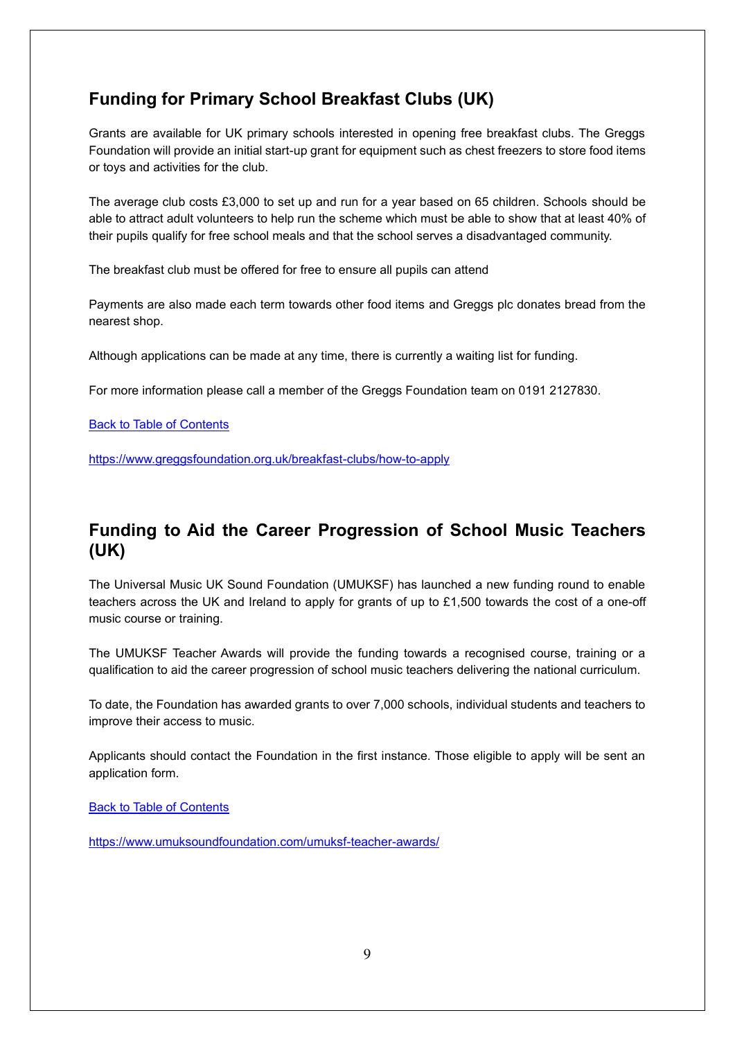## Funding for Primary School Breakfast Clubs (UK)

Grants are available for UK primary schools interested in opening free breakfast clubs. The Greggs Foundation will provide an initial start-up grant for equipment such as chest freezers to store food items or toys and activities for the club.

The average club costs £3,000 to set up and run for a year based on 65 children. Schools should be able to attract adult volunteers to help run the scheme which must be able to show that at least 40% of their pupils qualify for free school meals and that the school serves a disadvantaged community.

The breakfast club must be offered for free to ensure all pupils can attend

Payments are also made each term towards other food items and Greggs plc donates bread from the nearest shop.

Although applications can be made at any time, there is currently a waiting list for funding.

For more information please call a member of the Greggs Foundation team on 0191 2127830.

[Back to Table of Contents]

https://www.greggsfoundation.org.uk/breakfast-clubs/how-to-apply

## Funding to Aid the Career Progression of School Music Teachers (UK)

The Universal Music UK Sound Foundation (UMUKSF) has launched a new funding round to enable teachers across the UK and Ireland to apply for grants of up to £1,500 towards the cost of a one-off music course or training.

The UMUKSF Teacher Awards will provide the funding towards a recognised course, training or a qualification to aid the career progression of school music teachers delivering the national curriculum.

To date, the Foundation has awarded grants to over 7,000 schools, individual students and teachers to improve their access to music.

Applicants should contact the Foundation in the first instance. Those eligible to apply will be sent an application form.

[Back to Table of Contents]

https://www.umuksoundfoundation.com/umuksf-teacher-awards/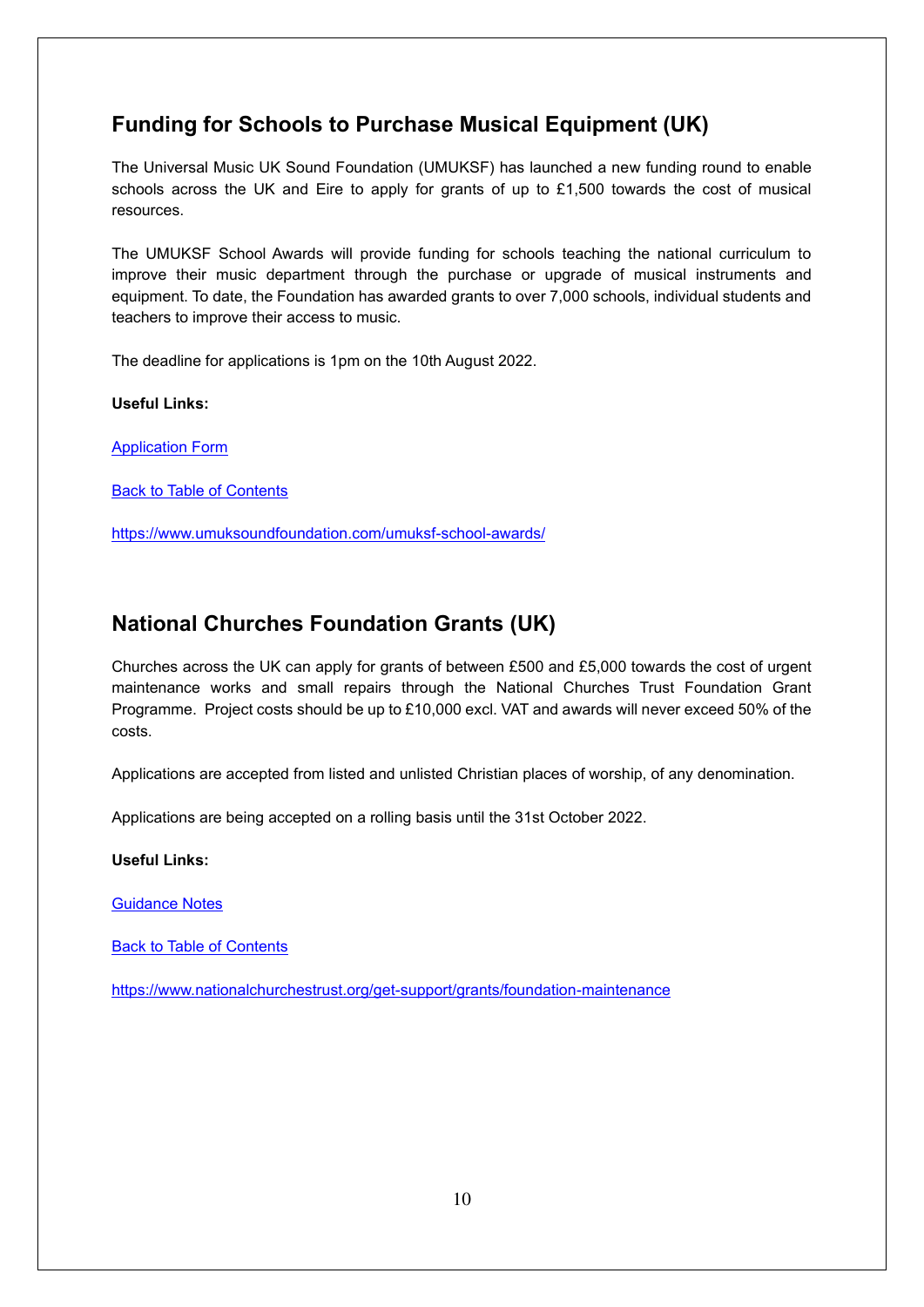## Funding for Schools to Purchase Musical Equipment (UK)

The Universal Music UK Sound Foundation (UMUKSF) has launched a new funding round to enable schools across the UK and Eire to apply for grants of up to £1,500 towards the cost of musical resources.

The UMUKSF School Awards will provide funding for schools teaching the national curriculum to improve their music department through the purchase or upgrade of musical instruments and equipment. To date, the Foundation has awarded grants to over 7,000 schools, individual students and teachers to improve their access to music.

The deadline for applications is 1pm on the 10th August 2022.

**Useful Links:**

Application Form

Back to Table of Contents

https://www.umuksoundfoundation.com/umuksf-school-awards/

## National Churches Foundation Grants (UK)

Churches across the UK can apply for grants of between £500 and £5,000 towards the cost of urgent maintenance works and small repairs through the National Churches Trust Foundation Grant Programme. Project costs should be up to £10,000 excl. VAT and awards will never exceed 50% of the costs.

Applications are accepted from listed and unlisted Christian places of worship, of any denomination.

Applications are being accepted on a rolling basis until the 31st October 2022.

**Useful Links:**

Guidance Notes

Back to Table of Contents

https://www.nationalchurchestrust.org/get-support/grants/foundation-maintenance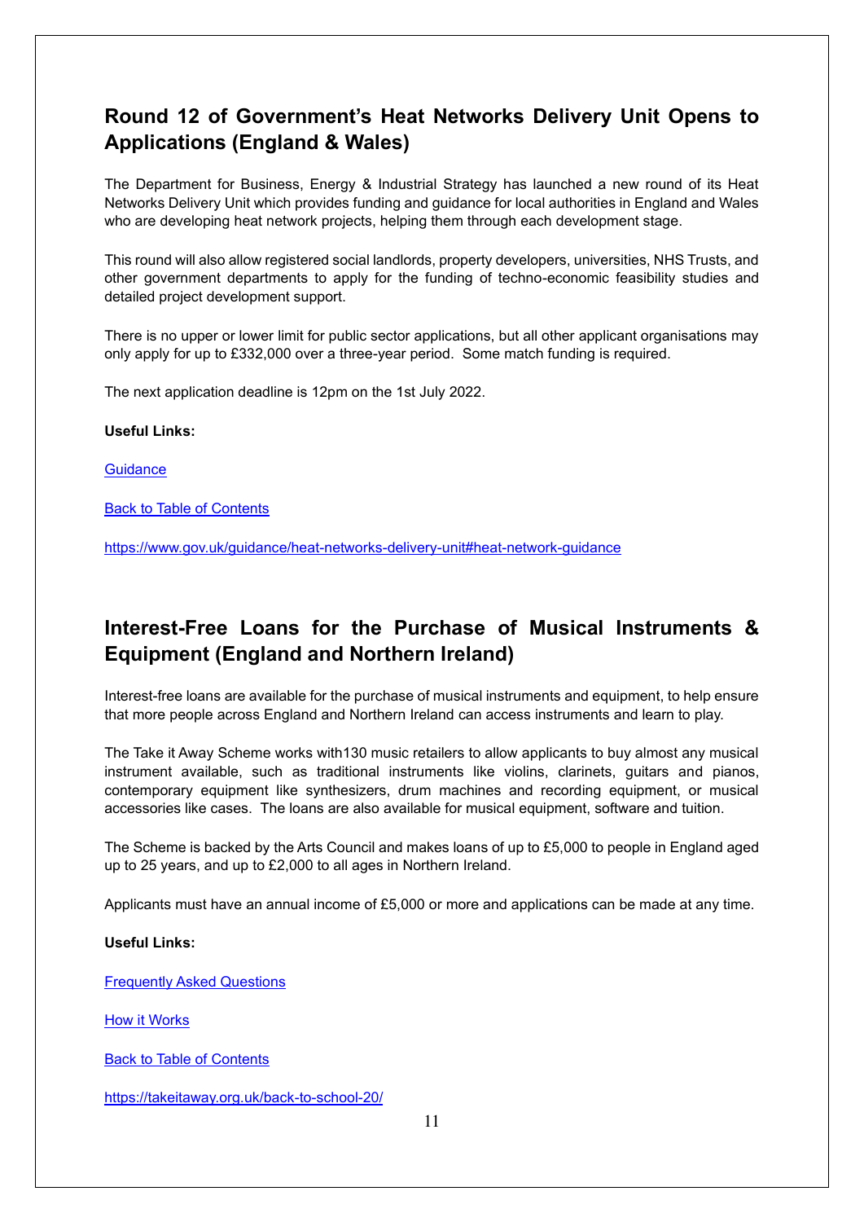## Round 12 of Government's Heat Networks Delivery Unit Opens to Applications (England & Wales)

The Department for Business, Energy & Industrial Strategy has launched a new round of its Heat Networks Delivery Unit which provides funding and guidance for local authorities in England and Wales who are developing heat network projects, helping them through each development stage.

This round will also allow registered social landlords, property developers, universities, NHS Trusts, and other government departments to apply for the funding of techno-economic feasibility studies and detailed project development support.

There is no upper or lower limit for public sector applications, but all other applicant organisations may only apply for up to £332,000 over a three-year period. Some match funding is required.

The next application deadline is 12pm on the 1st July 2022.

**Useful Links:**

Guidance

Back to Table of Contents

https://www.gov.uk/guidance/heat-networks-delivery-unit#heat-network-guidance

## Interest-Free Loans for the Purchase of Musical Instruments & Equipment (England and Northern Ireland)

Interest-free loans are available for the purchase of musical instruments and equipment, to help ensure that more people across England and Northern Ireland can access instruments and learn to play.

The Take it Away Scheme works with130 music retailers to allow applicants to buy almost any musical instrument available, such as traditional instruments like violins, clarinets, guitars and pianos, contemporary equipment like synthesizers, drum machines and recording equipment, or musical accessories like cases. The loans are also available for musical equipment, software and tuition.

The Scheme is backed by the Arts Council and makes loans of up to £5,000 to people in England aged up to 25 years, and up to £2,000 to all ages in Northern Ireland.

Applicants must have an annual income of £5,000 or more and applications can be made at any time.

**Useful Links:**

Frequently Asked Questions

How it Works

Back to Table of Contents

https://takeitaway.org.uk/back-to-school-20/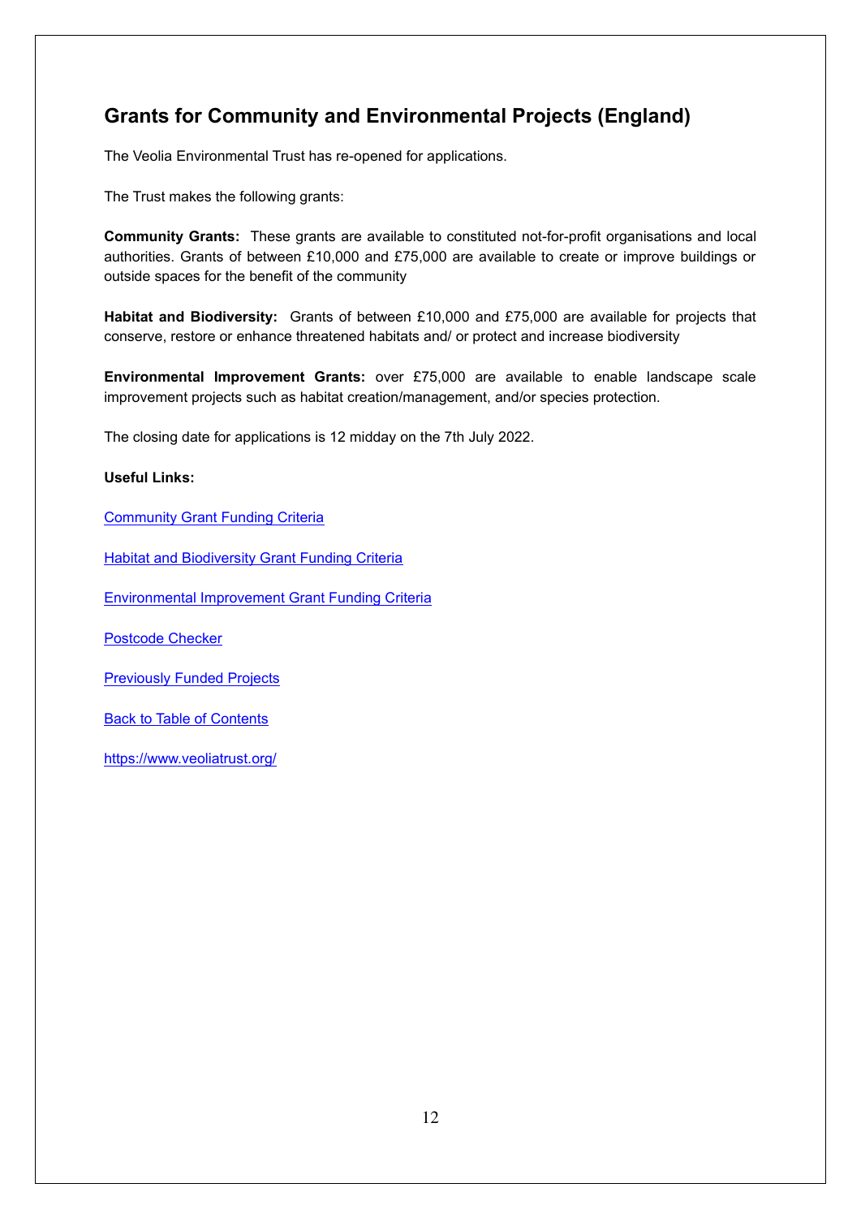## Grants for Community and Environmental Projects (England)

The Veolia Environmental Trust has re-opened for applications.

The Trust makes the following grants:

**Community Grants:** These grants are available to constituted not-for-profit organisations and local authorities. Grants of between £10,000 and £75,000 are available to create or improve buildings or outside spaces for the benefit of the community

**Habitat and Biodiversity:** Grants of between £10,000 and £75,000 are available for projects that conserve, restore or enhance threatened habitats and/ or protect and increase biodiversity

**Environmental Improvement Grants:** over £75,000 are available to enable landscape scale improvement projects such as habitat creation/management, and/or species protection.

The closing date for applications is 12 midday on the 7th July 2022.

**Useful Links:**

Community Grant Funding Criteria

Habitat and Biodiversity Grant Funding Criteria

Environmental Improvement Grant Funding Criteria

Postcode Checker

Previously Funded Projects

Back to Table of Contents

https://www.veoliatrust.org/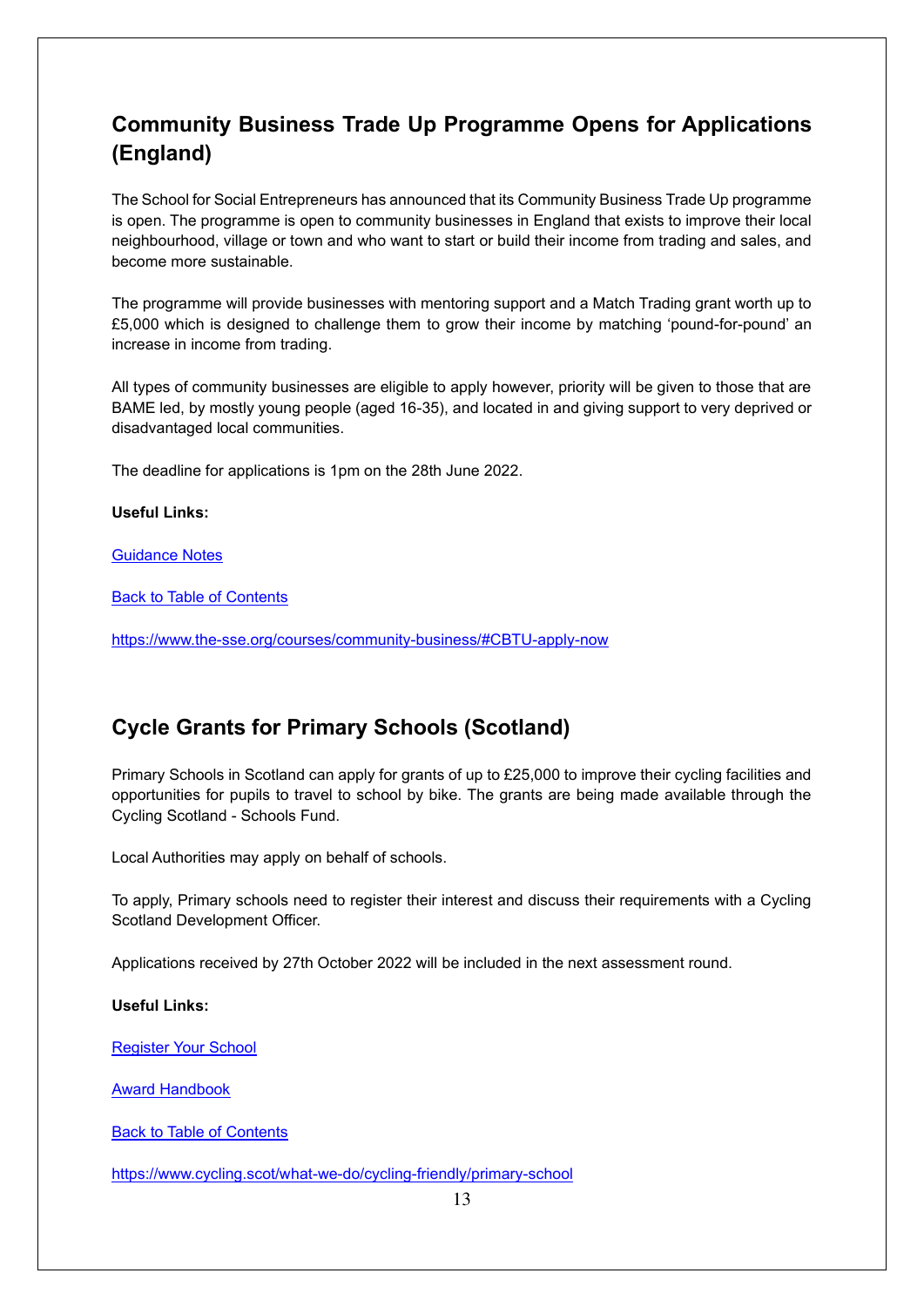## Community Business Trade Up Programme Opens for Applications (England)

The School for Social Entrepreneurs has announced that its Community Business Trade Up programme is open. The programme is open to community businesses in England that exists to improve their local neighbourhood, village or town and who want to start or build their income from trading and sales, and become more sustainable.

The programme will provide businesses with mentoring support and a Match Trading grant worth up to £5,000 which is designed to challenge them to grow their income by matching 'pound-for-pound' an increase in income from trading.

All types of community businesses are eligible to apply however, priority will be given to those that are BAME led, by mostly young people (aged 16-35), and located in and giving support to very deprived or disadvantaged local communities.

The deadline for applications is 1pm on the 28th June 2022.

**Useful Links:**

Guidance Notes

Back to Table of Contents

https://www.the-sse.org/courses/community-business/#CBTU-apply-now

## Cycle Grants for Primary Schools (Scotland)

Primary Schools in Scotland can apply for grants of up to £25,000 to improve their cycling facilities and opportunities for pupils to travel to school by bike. The grants are being made available through the Cycling Scotland - Schools Fund.

Local Authorities may apply on behalf of schools.

To apply, Primary schools need to register their interest and discuss their requirements with a Cycling Scotland Development Officer.

Applications received by 27th October 2022 will be included in the next assessment round.

**Useful Links:**

Register Your School

Award Handbook

Back to Table of Contents

https://www.cycling.scot/what-we-do/cycling-friendly/primary-school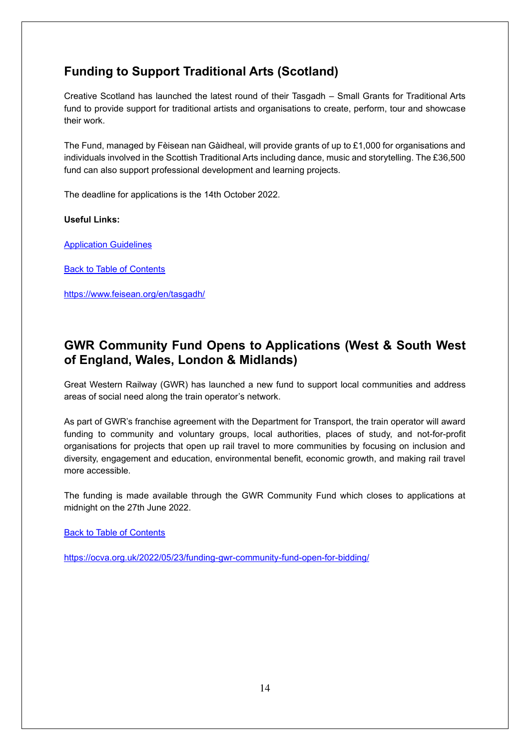## Funding to Support Traditional Arts (Scotland)

Creative Scotland has launched the latest round of their Tasgadh – Small Grants for Traditional Arts fund to provide support for traditional artists and organisations to create, perform, tour and showcase their work.

The Fund, managed by Fèisean nan Gàidheal, will provide grants of up to £1,000 for organisations and individuals involved in the Scottish Traditional Arts including dance, music and storytelling. The £36,500 fund can also support professional development and learning projects.

The deadline for applications is the 14th October 2022.

**Useful Links:**

Application Guidelines

Back to Table of Contents

https://www.feisean.org/en/tasgadh/

## GWR Community Fund Opens to Applications (West & South West of England, Wales, London & Midlands)

Great Western Railway (GWR) has launched a new fund to support local communities and address areas of social need along the train operator's network.

As part of GWR's franchise agreement with the Department for Transport, the train operator will award funding to community and voluntary groups, local authorities, places of study, and not-for-profit organisations for projects that open up rail travel to more communities by focusing on inclusion and diversity, engagement and education, environmental benefit, economic growth, and making rail travel more accessible.

The funding is made available through the GWR Community Fund which closes to applications at midnight on the 27th June 2022.

Back to Table of Contents

https://ocva.org.uk/2022/05/23/funding-gwr-community-fund-open-for-bidding/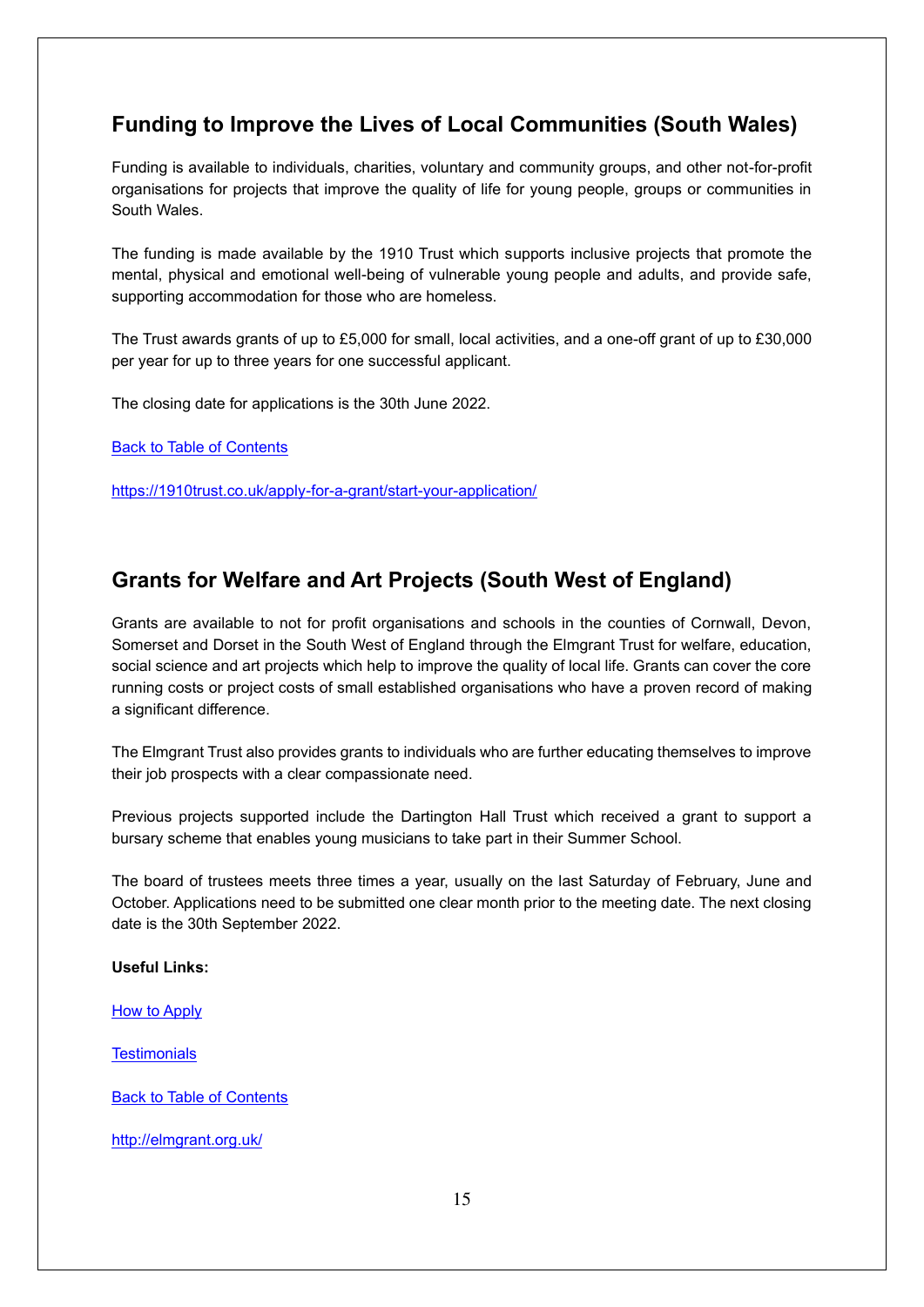## Funding to Improve the Lives of Local Communities (South Wales)

Funding is available to individuals, charities, voluntary and community groups, and other not-for-profit organisations for projects that improve the quality of life for young people, groups or communities in South Wales.

The funding is made available by the 1910 Trust which supports inclusive projects that promote the mental, physical and emotional well-being of vulnerable young people and adults, and provide safe, supporting accommodation for those who are homeless.

The Trust awards grants of up to £5,000 for small, local activities, and a one-off grant of up to £30,000 per year for up to three years for one successful applicant.

The closing date for applications is the 30th June 2022.

[Back to Table of Contents]

https://1910trust.co.uk/apply-for-a-grant/start-your-application/

## Grants for Welfare and Art Projects (South West of England)

Grants are available to not for profit organisations and schools in the counties of Cornwall, Devon, Somerset and Dorset in the South West of England through the Elmgrant Trust for welfare, education, social science and art projects which help to improve the quality of local life. Grants can cover the core running costs or project costs of small established organisations who have a proven record of making a significant difference.

The Elmgrant Trust also provides grants to individuals who are further educating themselves to improve their job prospects with a clear compassionate need.

Previous projects supported include the Dartington Hall Trust which received a grant to support a bursary scheme that enables young musicians to take part in their Summer School.

The board of trustees meets three times a year, usually on the last Saturday of February, June and October. Applications need to be submitted one clear month prior to the meeting date. The next closing date is the 30th September 2022.

**Useful Links:**

[How to Apply]

[Testimonials]

[Back to Table of Contents]

http://elmgrant.org.uk/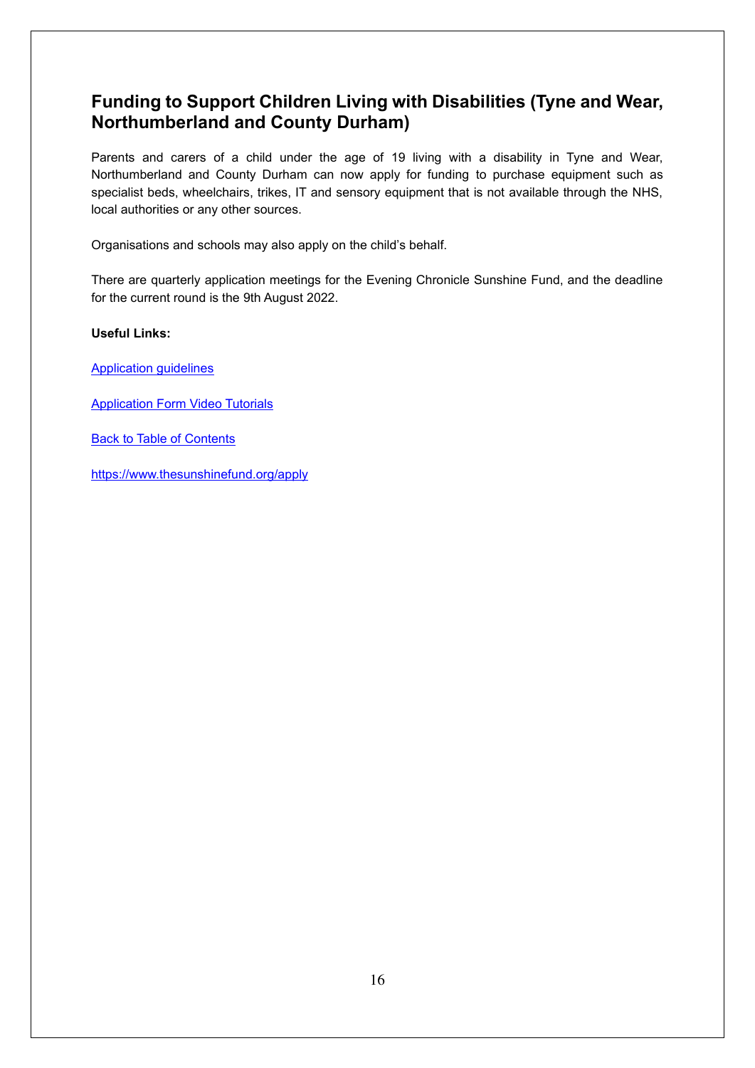## Funding to Support Children Living with Disabilities (Tyne and Wear, Northumberland and County Durham)

Parents and carers of a child under the age of 19 living with a disability in Tyne and Wear, Northumberland and County Durham can now apply for funding to purchase equipment such as specialist beds, wheelchairs, trikes, IT and sensory equipment that is not available through the NHS, local authorities or any other sources.

Organisations and schools may also apply on the child's behalf.

There are quarterly application meetings for the Evening Chronicle Sunshine Fund, and the deadline for the current round is the 9th August 2022.

**Useful Links:**

Application guidelines

Application Form Video Tutorials

Back to Table of Contents

https://www.thesunshinefund.org/apply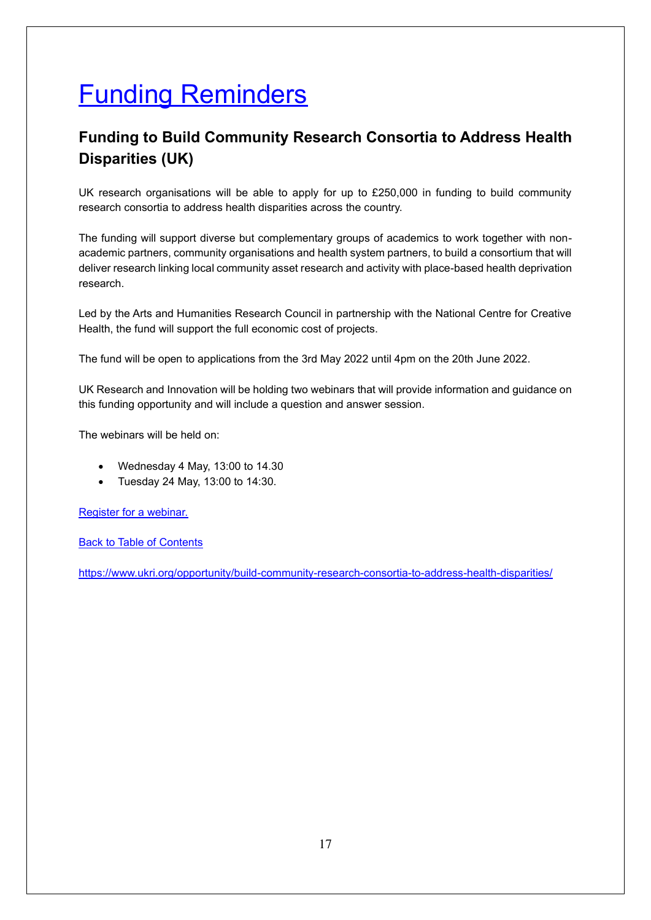# Funding Reminders

## Funding to Build Community Research Consortia to Address Health Disparities (UK)

UK research organisations will be able to apply for up to £250,000 in funding to build community research consortia to address health disparities across the country.

The funding will support diverse but complementary groups of academics to work together with non-academic partners, community organisations and health system partners, to build a consortium that will deliver research linking local community asset research and activity with place-based health deprivation research.

Led by the Arts and Humanities Research Council in partnership with the National Centre for Creative Health, the fund will support the full economic cost of projects.

The fund will be open to applications from the 3rd May 2022 until 4pm on the 20th June 2022.

UK Research and Innovation will be holding two webinars that will provide information and guidance on this funding opportunity and will include a question and answer session.

The webinars will be held on:

- Wednesday 4 May, 13:00 to 14.30
- Tuesday 24 May, 13:00 to 14:30.

Register for a webinar.

Back to Table of Contents

https://www.ukri.org/opportunity/build-community-research-consortia-to-address-health-disparities/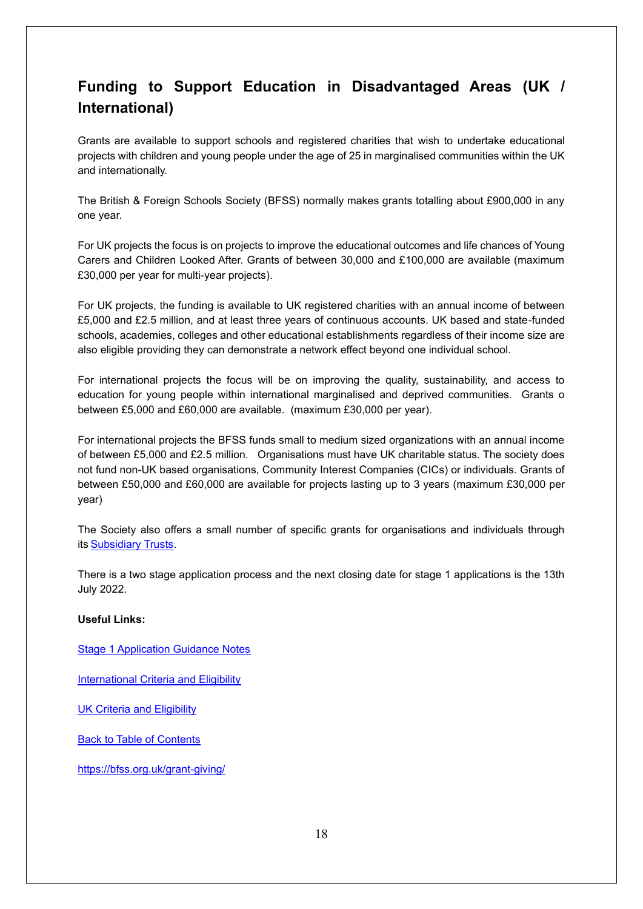## Funding to Support Education in Disadvantaged Areas (UK / International)

Grants are available to support schools and registered charities that wish to undertake educational projects with children and young people under the age of 25 in marginalised communities within the UK and internationally.

The British & Foreign Schools Society (BFSS) normally makes grants totalling about £900,000 in any one year.

For UK projects the focus is on projects to improve the educational outcomes and life chances of Young Carers and Children Looked After. Grants of between 30,000 and £100,000 are available (maximum £30,000 per year for multi-year projects).

For UK projects, the funding is available to UK registered charities with an annual income of between £5,000 and £2.5 million, and at least three years of continuous accounts. UK based and state-funded schools, academies, colleges and other educational establishments regardless of their income size are also eligible providing they can demonstrate a network effect beyond one individual school.

For international projects the focus will be on improving the quality, sustainability, and access to education for young people within international marginalised and deprived communities. Grants o between £5,000 and £60,000 are available. (maximum £30,000 per year).

For international projects the BFSS funds small to medium sized organizations with an annual income of between £5,000 and £2.5 million. Organisations must have UK charitable status. The society does not fund non-UK based organisations, Community Interest Companies (CICs) or individuals. Grants of between £50,000 and £60,000 are available for projects lasting up to 3 years (maximum £30,000 per year)

The Society also offers a small number of specific grants for organisations and individuals through its Subsidiary Trusts.

There is a two stage application process and the next closing date for stage 1 applications is the 13th July 2022.

**Useful Links:**

Stage 1 Application Guidance Notes

International Criteria and Eligibility

UK Criteria and Eligibility

Back to Table of Contents

https://bfss.org.uk/grant-giving/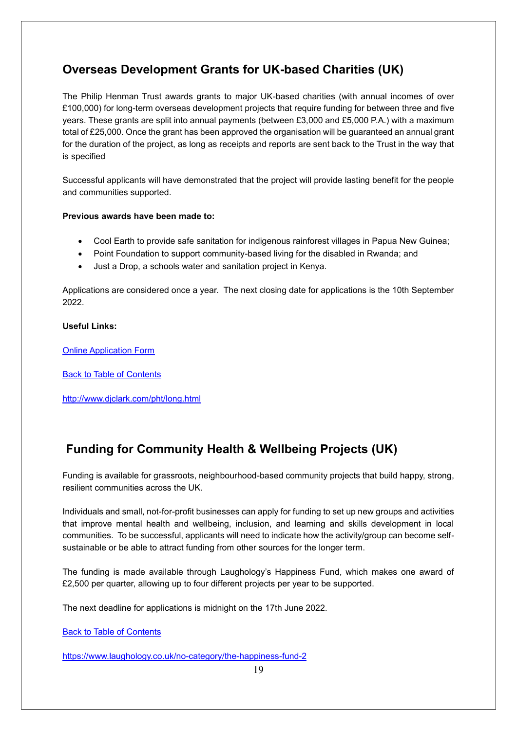## Overseas Development Grants for UK-based Charities (UK)

The Philip Henman Trust awards grants to major UK-based charities (with annual incomes of over £100,000) for long-term overseas development projects that require funding for between three and five years. These grants are split into annual payments (between £3,000 and £5,000 P.A.) with a maximum total of £25,000. Once the grant has been approved the organisation will be guaranteed an annual grant for the duration of the project, as long as receipts and reports are sent back to the Trust in the way that is specified

Successful applicants will have demonstrated that the project will provide lasting benefit for the people and communities supported.

**Previous awards have been made to:**

- Cool Earth to provide safe sanitation for indigenous rainforest villages in Papua New Guinea;
- Point Foundation to support community-based living for the disabled in Rwanda; and
- Just a Drop, a schools water and sanitation project in Kenya.

Applications are considered once a year. The next closing date for applications is the 10th September 2022.

**Useful Links:**

Online Application Form

Back to Table of Contents

http://www.djclark.com/pht/long.html

## Funding for Community Health & Wellbeing Projects (UK)

Funding is available for grassroots, neighbourhood-based community projects that build happy, strong, resilient communities across the UK.

Individuals and small, not-for-profit businesses can apply for funding to set up new groups and activities that improve mental health and wellbeing, inclusion, and learning and skills development in local communities. To be successful, applicants will need to indicate how the activity/group can become self-sustainable or be able to attract funding from other sources for the longer term.

The funding is made available through Laughology's Happiness Fund, which makes one award of £2,500 per quarter, allowing up to four different projects per year to be supported.

The next deadline for applications is midnight on the 17th June 2022.

Back to Table of Contents

https://www.laughology.co.uk/no-category/the-happiness-fund-2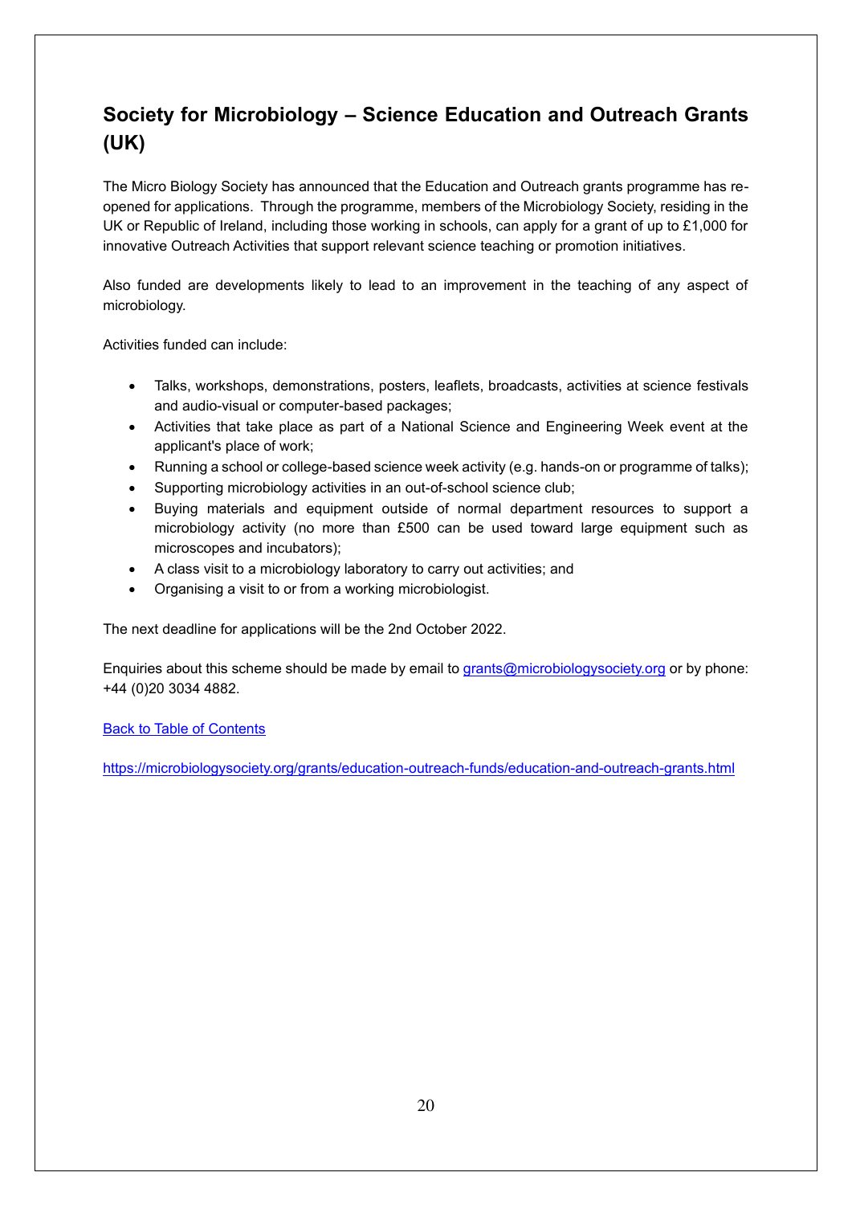## Society for Microbiology – Science Education and Outreach Grants (UK)

The Micro Biology Society has announced that the Education and Outreach grants programme has re-opened for applications. Through the programme, members of the Microbiology Society, residing in the UK or Republic of Ireland, including those working in schools, can apply for a grant of up to £1,000 for innovative Outreach Activities that support relevant science teaching or promotion initiatives.

Also funded are developments likely to lead to an improvement in the teaching of any aspect of microbiology.

Activities funded can include:

- Talks, workshops, demonstrations, posters, leaflets, broadcasts, activities at science festivals and audio-visual or computer-based packages;
- Activities that take place as part of a National Science and Engineering Week event at the applicant's place of work;
- Running a school or college-based science week activity (e.g. hands-on or programme of talks);
- Supporting microbiology activities in an out-of-school science club;
- Buying materials and equipment outside of normal department resources to support a microbiology activity (no more than £500 can be used toward large equipment such as microscopes and incubators);
- A class visit to a microbiology laboratory to carry out activities; and
- Organising a visit to or from a working microbiologist.

The next deadline for applications will be the 2nd October 2022.

Enquiries about this scheme should be made by email to grants@microbiologysociety.org or by phone: +44 (0)20 3034 4882.

Back to Table of Contents

https://microbiologysociety.org/grants/education-outreach-funds/education-and-outreach-grants.html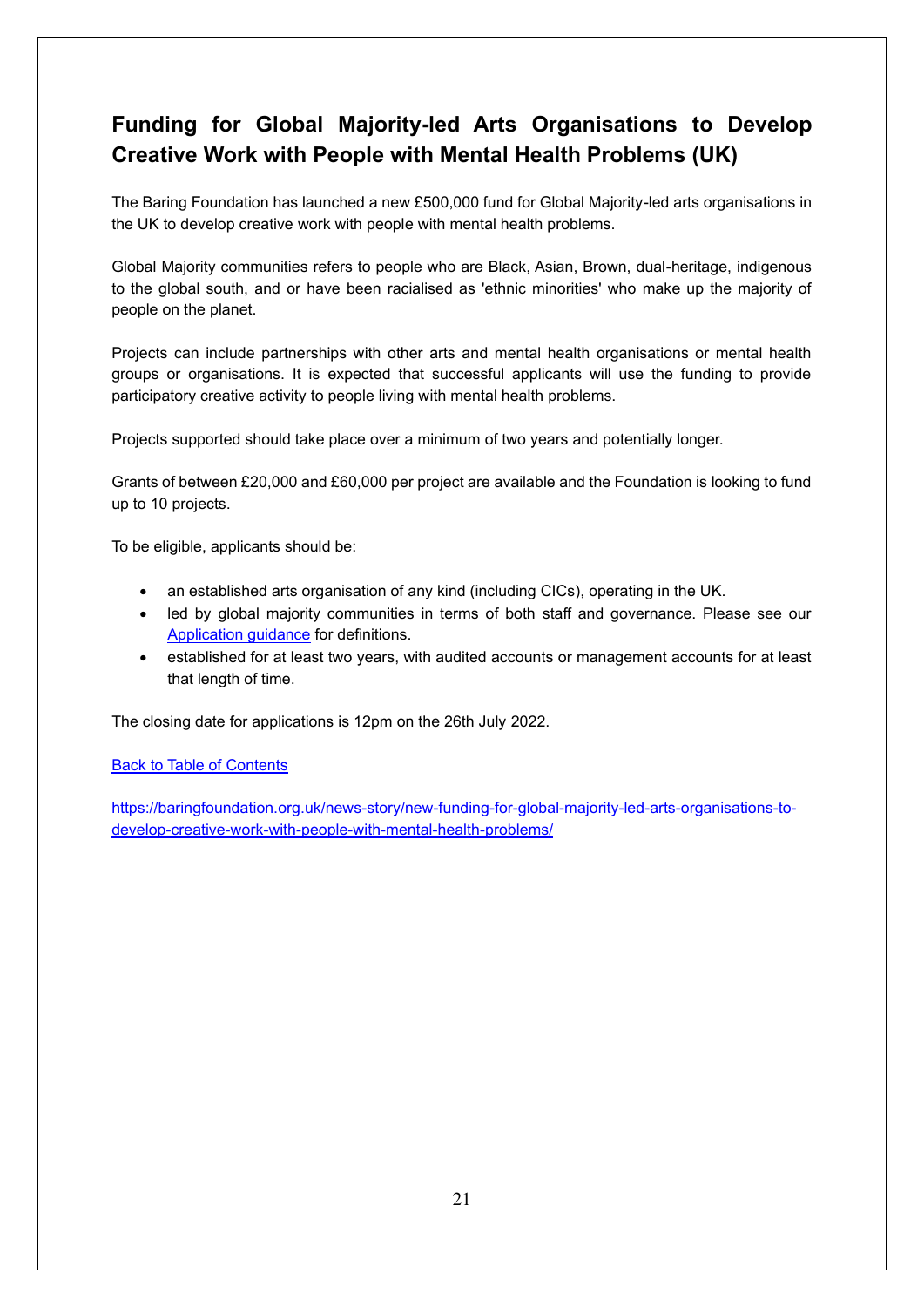## Funding for Global Majority-led Arts Organisations to Develop Creative Work with People with Mental Health Problems (UK)

The Baring Foundation has launched a new £500,000 fund for Global Majority-led arts organisations in the UK to develop creative work with people with mental health problems.

Global Majority communities refers to people who are Black, Asian, Brown, dual-heritage, indigenous to the global south, and or have been racialised as 'ethnic minorities' who make up the majority of people on the planet.

Projects can include partnerships with other arts and mental health organisations or mental health groups or organisations. It is expected that successful applicants will use the funding to provide participatory creative activity to people living with mental health problems.

Projects supported should take place over a minimum of two years and potentially longer.

Grants of between £20,000 and £60,000 per project are available and the Foundation is looking to fund up to 10 projects.

To be eligible, applicants should be:

- an established arts organisation of any kind (including CICs), operating in the UK.
- led by global majority communities in terms of both staff and governance. Please see our [Application guidance](#) for definitions.
- established for at least two years, with audited accounts or management accounts for at least that length of time.

The closing date for applications is 12pm on the 26th July 2022.

[Back to Table of Contents](#)

[https://baringfoundation.org.uk/news-story/new-funding-for-global-majority-led-arts-organisations-to-develop-creative-work-with-people-with-mental-health-problems/](https://baringfoundation.org.uk/news-story/new-funding-for-global-majority-led-arts-organisations-to-develop-creative-work-with-people-with-mental-health-problems/)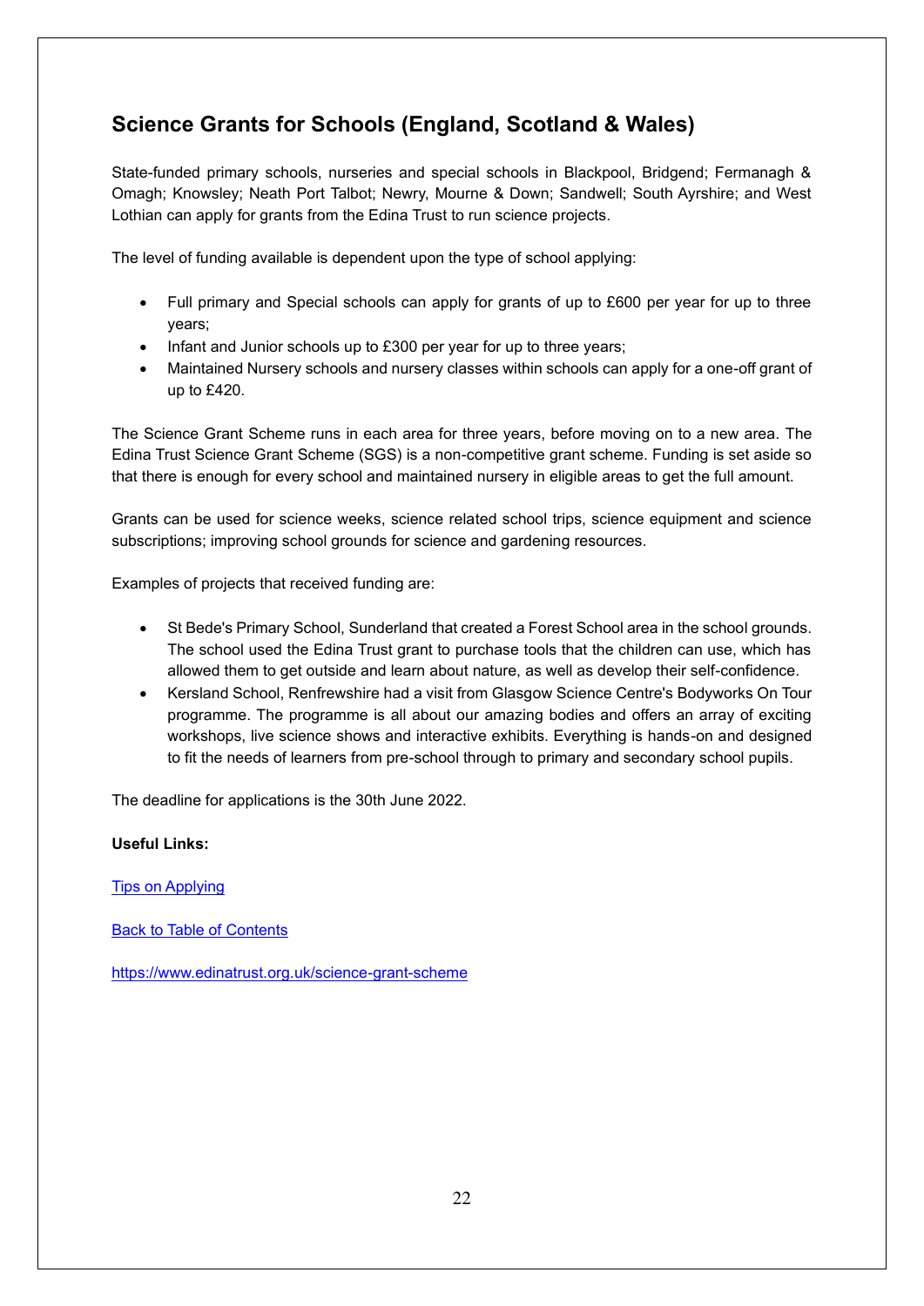## Science Grants for Schools (England, Scotland & Wales)

State-funded primary schools, nurseries and special schools in Blackpool, Bridgend; Fermanagh & Omagh; Knowsley; Neath Port Talbot; Newry, Mourne & Down; Sandwell; South Ayrshire; and West Lothian can apply for grants from the Edina Trust to run science projects.

The level of funding available is dependent upon the type of school applying:

- Full primary and Special schools can apply for grants of up to £600 per year for up to three years;
- Infant and Junior schools up to £300 per year for up to three years;
- Maintained Nursery schools and nursery classes within schools can apply for a one-off grant of up to £420.

The Science Grant Scheme runs in each area for three years, before moving on to a new area. The Edina Trust Science Grant Scheme (SGS) is a non-competitive grant scheme. Funding is set aside so that there is enough for every school and maintained nursery in eligible areas to get the full amount.

Grants can be used for science weeks, science related school trips, science equipment and science subscriptions; improving school grounds for science and gardening resources.

Examples of projects that received funding are:

- St Bede's Primary School, Sunderland that created a Forest School area in the school grounds. The school used the Edina Trust grant to purchase tools that the children can use, which has allowed them to get outside and learn about nature, as well as develop their self-confidence.
- Kersland School, Renfrewshire had a visit from Glasgow Science Centre's Bodyworks On Tour programme. The programme is all about our amazing bodies and offers an array of exciting workshops, live science shows and interactive exhibits. Everything is hands-on and designed to fit the needs of learners from pre-school through to primary and secondary school pupils.

The deadline for applications is the 30th June 2022.

**Useful Links:**

Tips on Applying

Back to Table of Contents

https://www.edinatrust.org.uk/science-grant-scheme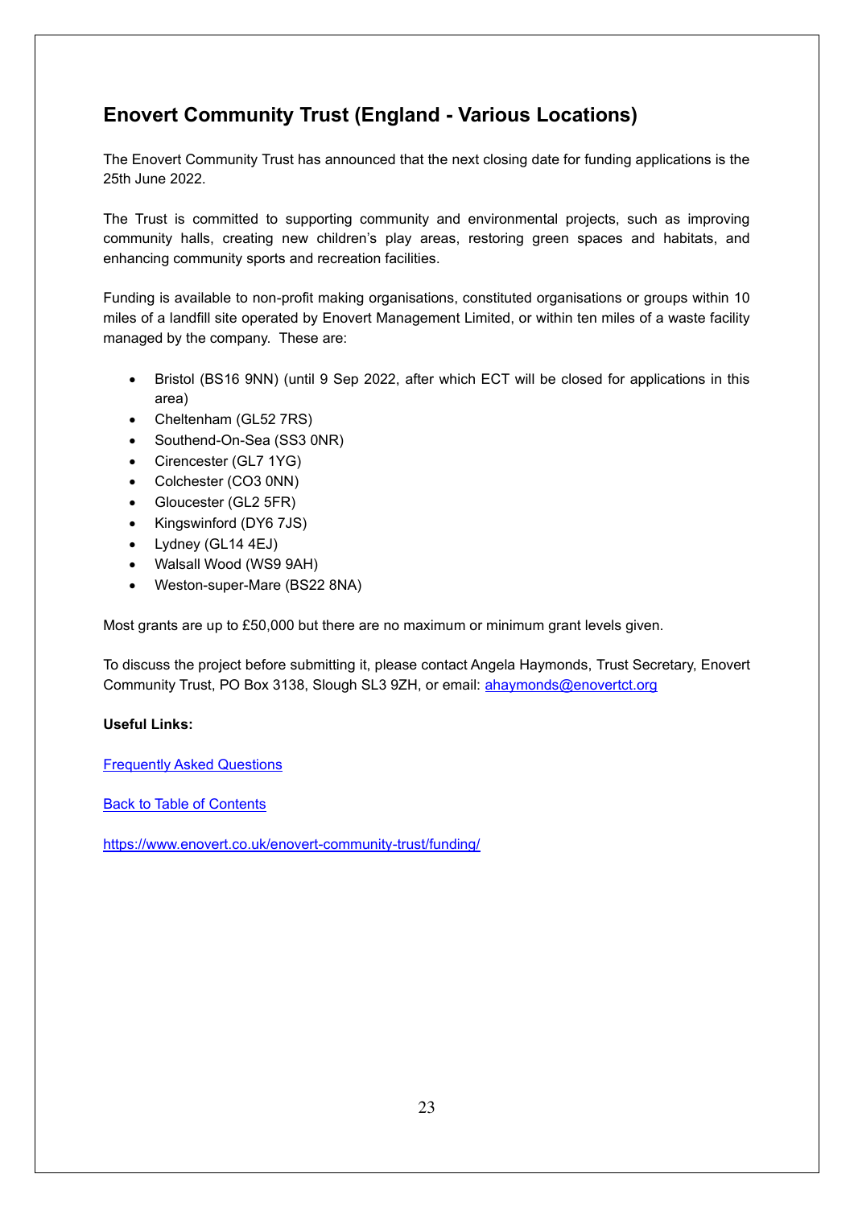## Enovert Community Trust (England - Various Locations)

The Enovert Community Trust has announced that the next closing date for funding applications is the 25th June 2022.

The Trust is committed to supporting community and environmental projects, such as improving community halls, creating new children's play areas, restoring green spaces and habitats, and enhancing community sports and recreation facilities.

Funding is available to non-profit making organisations, constituted organisations or groups within 10 miles of a landfill site operated by Enovert Management Limited, or within ten miles of a waste facility managed by the company. These are:

- Bristol (BS16 9NN) (until 9 Sep 2022, after which ECT will be closed for applications in this area)
- Cheltenham (GL52 7RS)
- Southend-On-Sea (SS3 0NR)
- Cirencester (GL7 1YG)
- Colchester (CO3 0NN)
- Gloucester (GL2 5FR)
- Kingswinford (DY6 7JS)
- Lydney (GL14 4EJ)
- Walsall Wood (WS9 9AH)
- Weston-super-Mare (BS22 8NA)

Most grants are up to £50,000 but there are no maximum or minimum grant levels given.

To discuss the project before submitting it, please contact Angela Haymonds, Trust Secretary, Enovert Community Trust, PO Box 3138, Slough SL3 9ZH, or email: [ahaymonds@enovertct.org](mailto:ahaymonds@enovertct.org)

**Useful Links:**

[Frequently Asked Questions]()

[Back to Table of Contents]()

[https://www.enovert.co.uk/enovert-community-trust/funding/](https://www.enovert.co.uk/enovert-community-trust/funding/)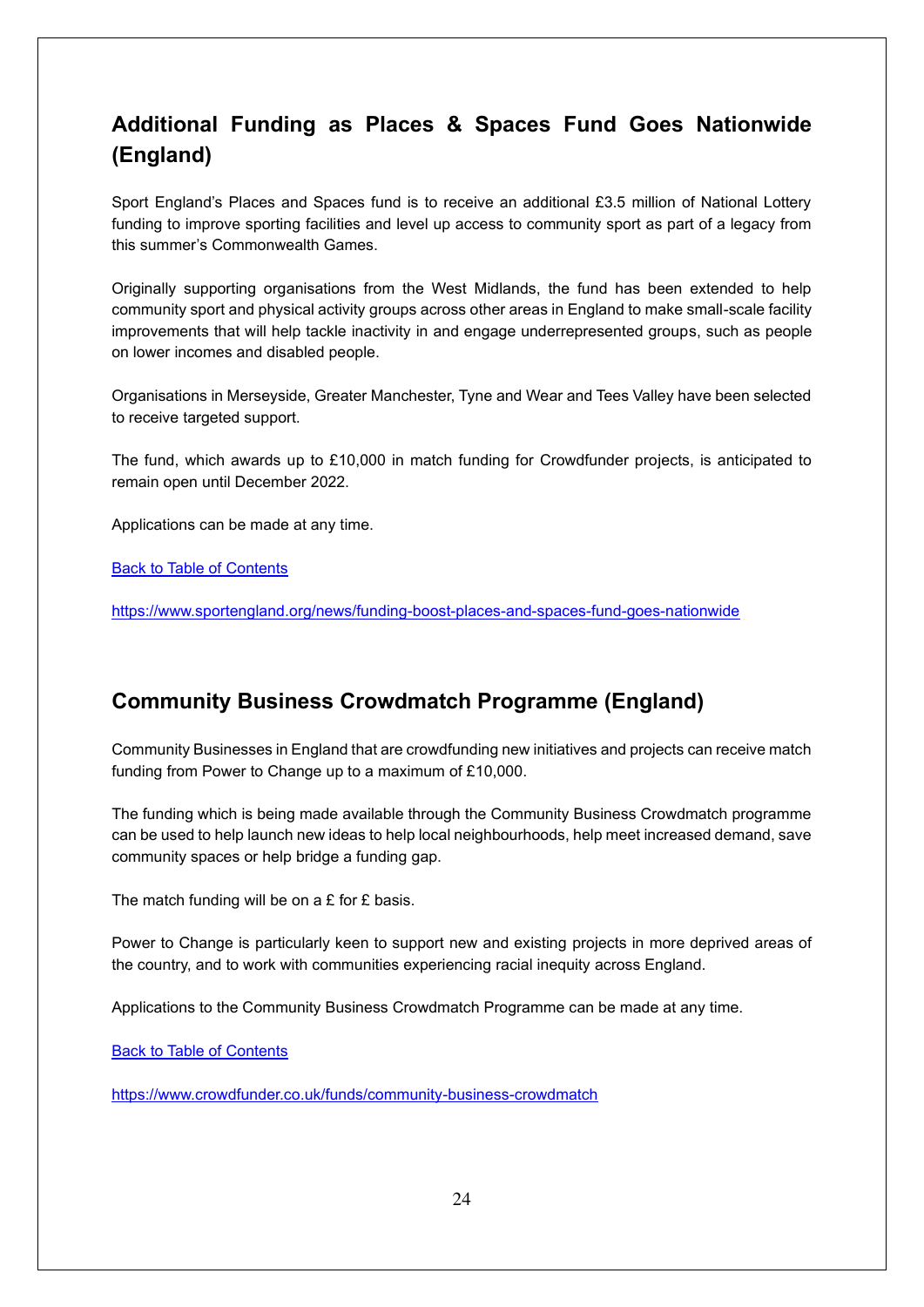## Additional Funding as Places & Spaces Fund Goes Nationwide (England)

Sport England's Places and Spaces fund is to receive an additional £3.5 million of National Lottery funding to improve sporting facilities and level up access to community sport as part of a legacy from this summer's Commonwealth Games.

Originally supporting organisations from the West Midlands, the fund has been extended to help community sport and physical activity groups across other areas in England to make small-scale facility improvements that will help tackle inactivity in and engage underrepresented groups, such as people on lower incomes and disabled people.

Organisations in Merseyside, Greater Manchester, Tyne and Wear and Tees Valley have been selected to receive targeted support.

The fund, which awards up to £10,000 in match funding for Crowdfunder projects, is anticipated to remain open until December 2022.

Applications can be made at any time.

[Back to Table of Contents](#)

https://www.sportengland.org/news/funding-boost-places-and-spaces-fund-goes-nationwide

## Community Business Crowdmatch Programme (England)

Community Businesses in England that are crowdfunding new initiatives and projects can receive match funding from Power to Change up to a maximum of £10,000.

The funding which is being made available through the Community Business Crowdmatch programme can be used to help launch new ideas to help local neighbourhoods, help meet increased demand, save community spaces or help bridge a funding gap.

The match funding will be on a £ for £ basis.

Power to Change is particularly keen to support new and existing projects in more deprived areas of the country, and to work with communities experiencing racial inequity across England.

Applications to the Community Business Crowdmatch Programme can be made at any time.

[Back to Table of Contents](#)

https://www.crowdfunder.co.uk/funds/community-business-crowdmatch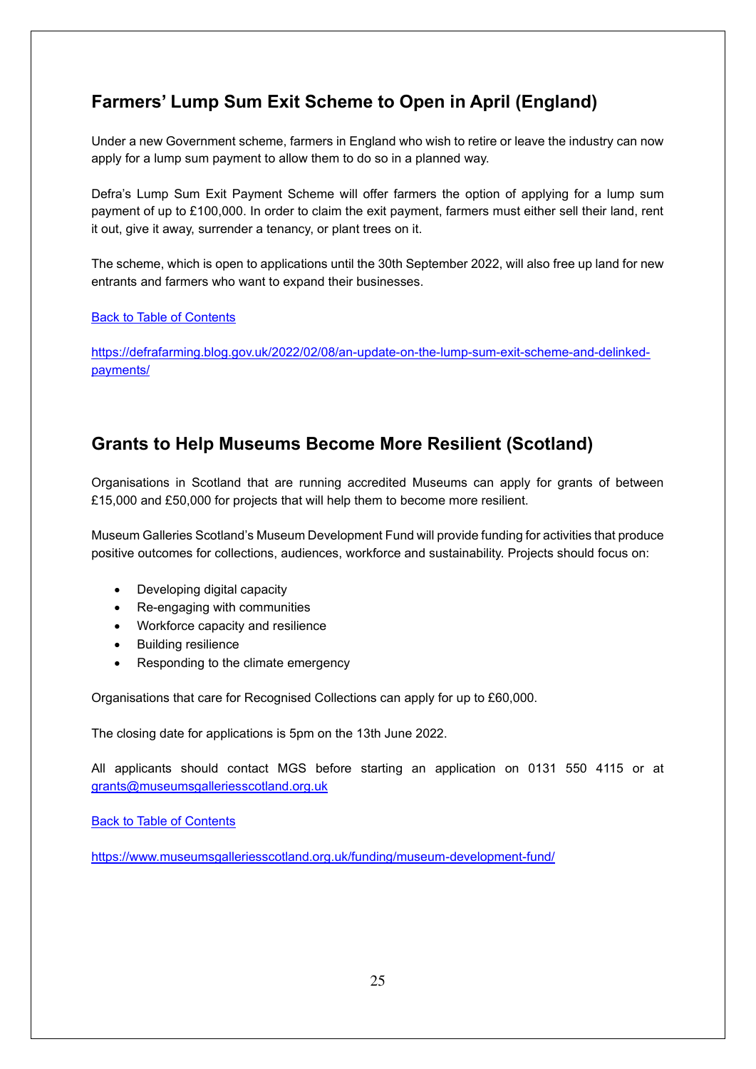## Farmers' Lump Sum Exit Scheme to Open in April (England)

Under a new Government scheme, farmers in England who wish to retire or leave the industry can now apply for a lump sum payment to allow them to do so in a planned way.

Defra's Lump Sum Exit Payment Scheme will offer farmers the option of applying for a lump sum payment of up to £100,000. In order to claim the exit payment, farmers must either sell their land, rent it out, give it away, surrender a tenancy, or plant trees on it.

The scheme, which is open to applications until the 30th September 2022, will also free up land for new entrants and farmers who want to expand their businesses.

Back to Table of Contents

https://defrafarming.blog.gov.uk/2022/02/08/an-update-on-the-lump-sum-exit-scheme-and-delinked-payments/

## Grants to Help Museums Become More Resilient (Scotland)

Organisations in Scotland that are running accredited Museums can apply for grants of between £15,000 and £50,000 for projects that will help them to become more resilient.

Museum Galleries Scotland's Museum Development Fund will provide funding for activities that produce positive outcomes for collections, audiences, workforce and sustainability. Projects should focus on:

- Developing digital capacity
- Re-engaging with communities
- Workforce capacity and resilience
- Building resilience
- Responding to the climate emergency

Organisations that care for Recognised Collections can apply for up to £60,000.

The closing date for applications is 5pm on the 13th June 2022.

All applicants should contact MGS before starting an application on 0131 550 4115 or at grants@museumsgalleriesscotland.org.uk

Back to Table of Contents

https://www.museumsgalleriesscotland.org.uk/funding/museum-development-fund/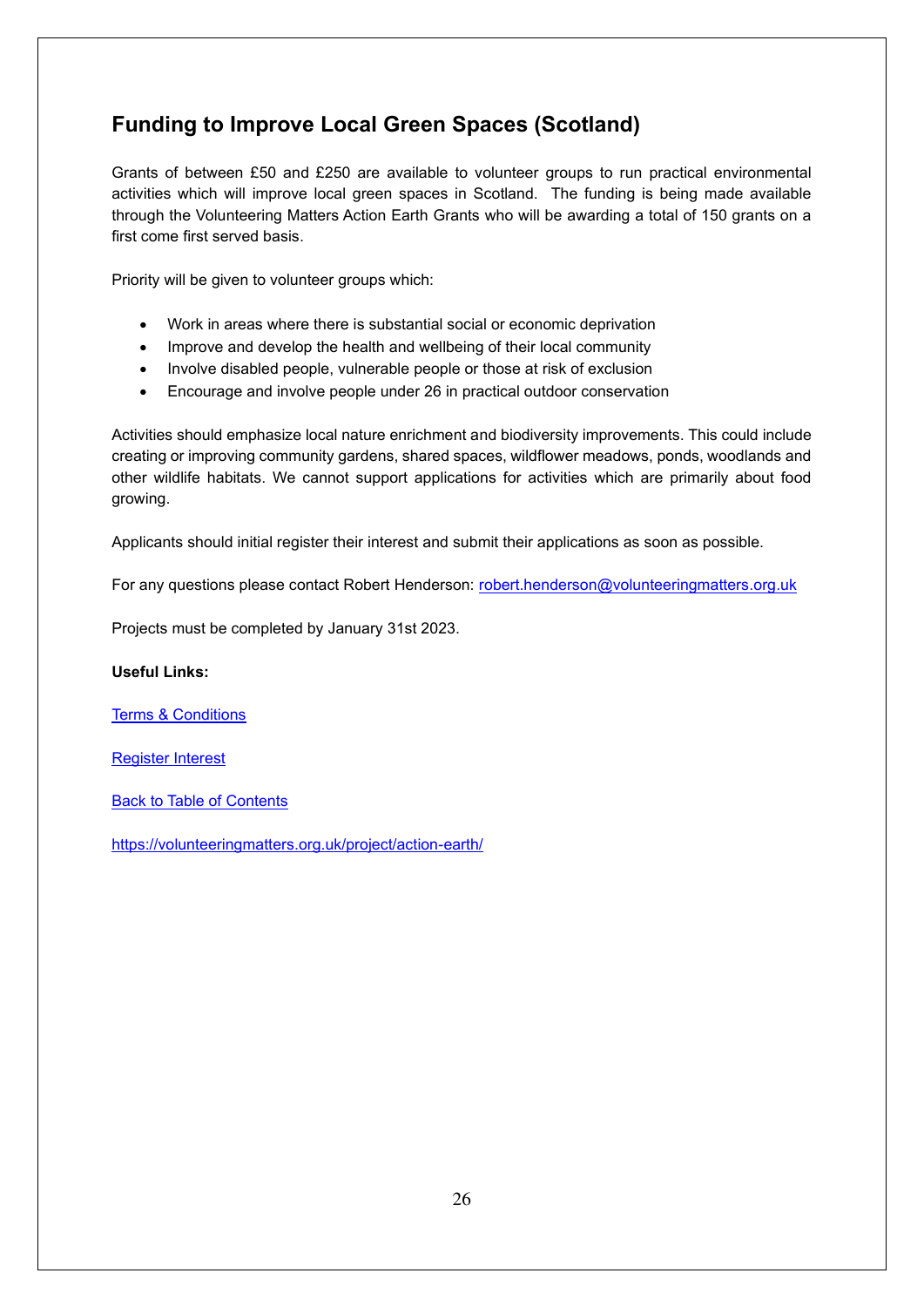## Funding to Improve Local Green Spaces (Scotland)

Grants of between £50 and £250 are available to volunteer groups to run practical environmental activities which will improve local green spaces in Scotland. The funding is being made available through the Volunteering Matters Action Earth Grants who will be awarding a total of 150 grants on a first come first served basis.

Priority will be given to volunteer groups which:

- Work in areas where there is substantial social or economic deprivation
- Improve and develop the health and wellbeing of their local community
- Involve disabled people, vulnerable people or those at risk of exclusion
- Encourage and involve people under 26 in practical outdoor conservation

Activities should emphasize local nature enrichment and biodiversity improvements. This could include creating or improving community gardens, shared spaces, wildflower meadows, ponds, woodlands and other wildlife habitats. We cannot support applications for activities which are primarily about food growing.

Applicants should initial register their interest and submit their applications as soon as possible.

For any questions please contact Robert Henderson: robert.henderson@volunteeringmatters.org.uk

Projects must be completed by January 31st 2023.

**Useful Links:**

Terms & Conditions

Register Interest

Back to Table of Contents

https://volunteeringmatters.org.uk/project/action-earth/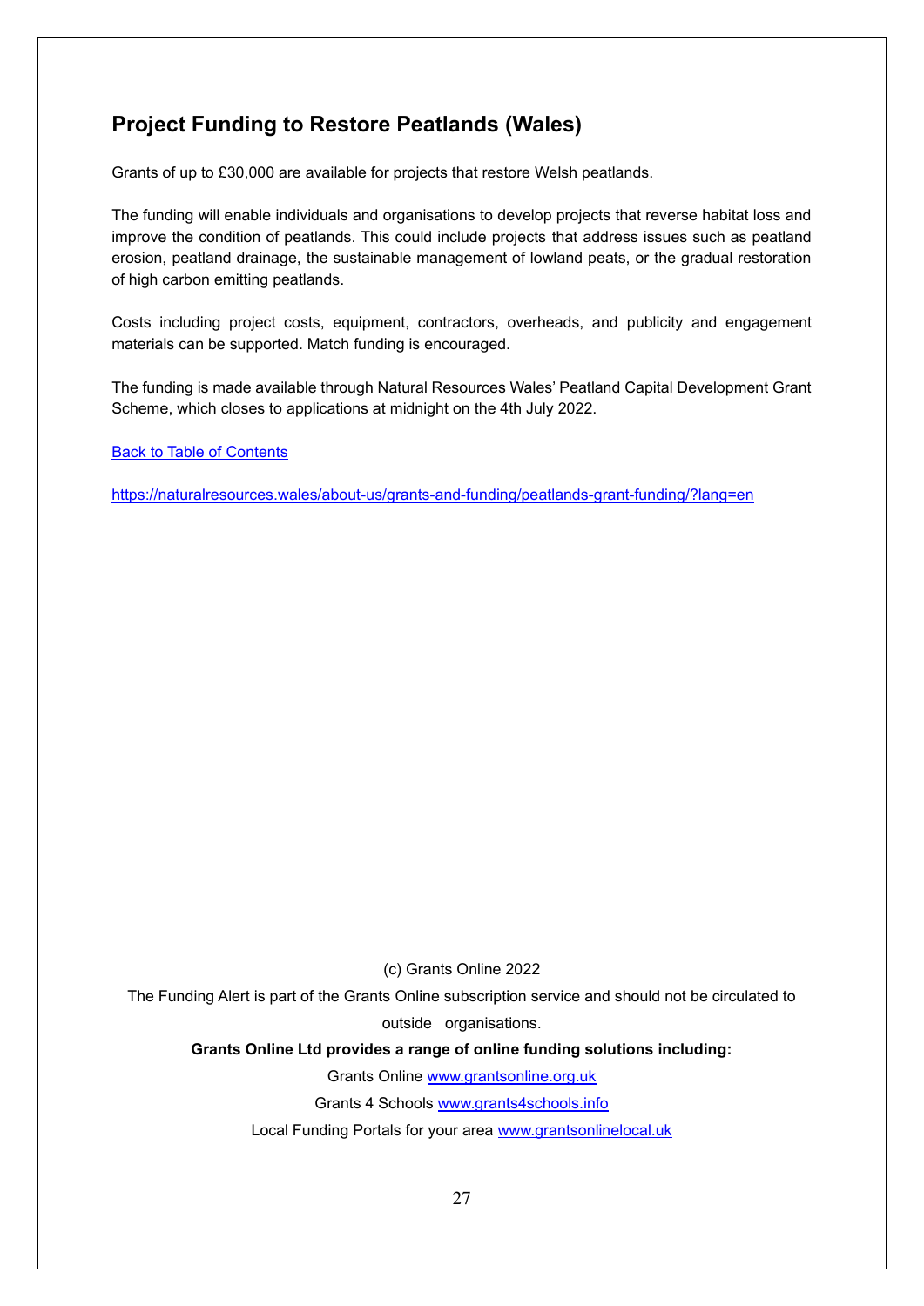## Project Funding to Restore Peatlands (Wales)

Grants of up to £30,000 are available for projects that restore Welsh peatlands.

The funding will enable individuals and organisations to develop projects that reverse habitat loss and improve the condition of peatlands. This could include projects that address issues such as peatland erosion, peatland drainage, the sustainable management of lowland peats, or the gradual restoration of high carbon emitting peatlands.

Costs including project costs, equipment, contractors, overheads, and publicity and engagement materials can be supported. Match funding is encouraged.

The funding is made available through Natural Resources Wales' Peatland Capital Development Grant Scheme, which closes to applications at midnight on the 4th July 2022.

Back to Table of Contents

https://naturalresources.wales/about-us/grants-and-funding/peatlands-grant-funding/?lang=en

(c) Grants Online 2022

The Funding Alert is part of the Grants Online subscription service and should not be circulated to outside organisations.

**Grants Online Ltd provides a range of online funding solutions including:**

Grants Online www.grantsonline.org.uk

Grants 4 Schools www.grants4schools.info

Local Funding Portals for your area www.grantsonlinelocal.uk